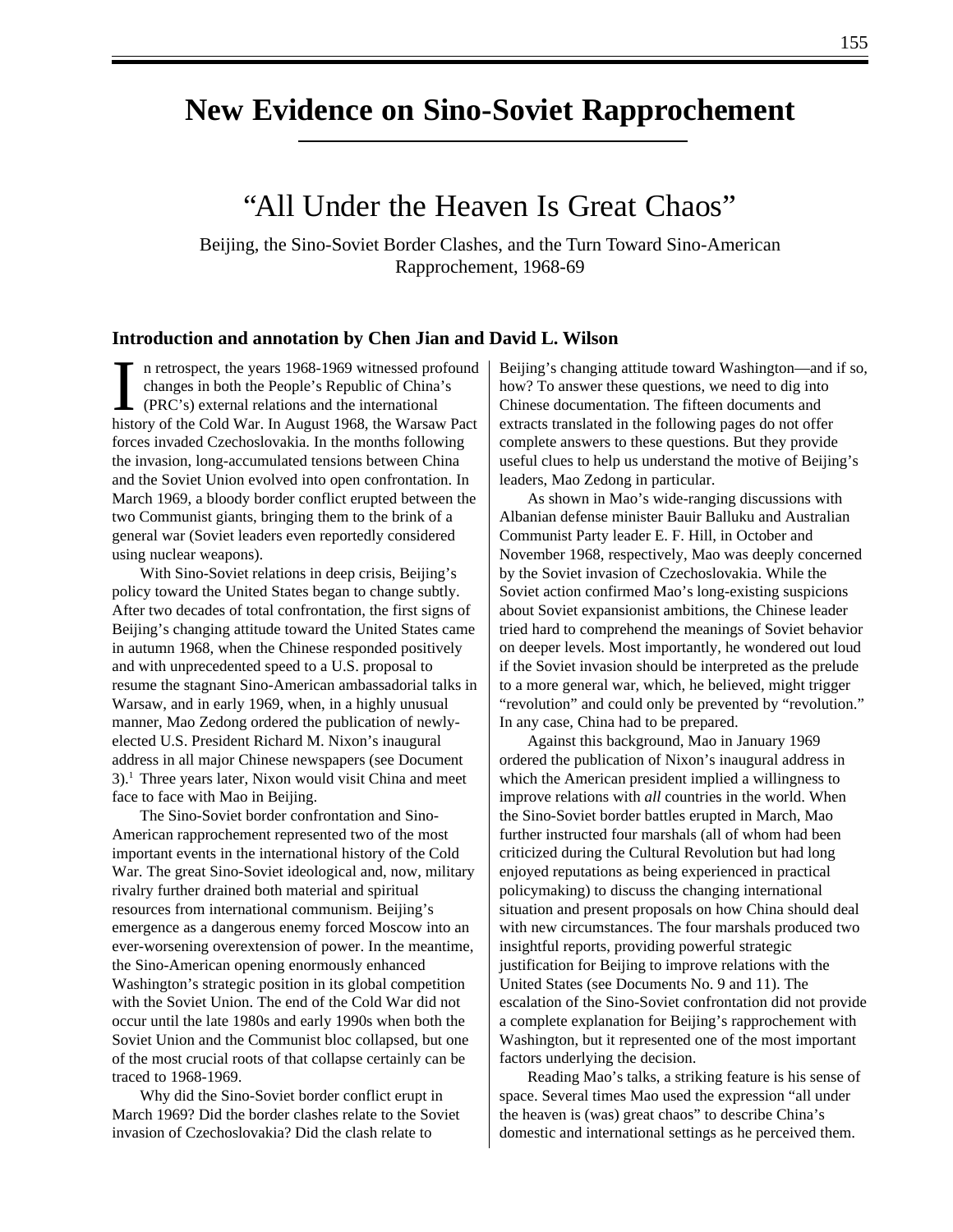# New Evidence on Sino-Soviet Rapprochement

## "All Under the Heaven Is Great Chaos"

Beijing, the Sino-Soviet Border Clashes, and the Turn Toward Sino-American Rapprochement, 1968-69

### Introduction and annotation by Chen Jian and David L. Wilson

In retrospect, the years 1968-1969 witnessed profound changes in both the People's Republic of China's (PRC's) external relations and the international history of the Cold War. In August 1968, the Warsaw Pact forces invaded Czechoslovakia. In the months following the invasion, long-accumulated tensions between China and the Soviet Union evolved into open confrontation. In March 1969, a bloody border conflict erupted between the two Communist giants, bringing them to the brink of a general war (Soviet leaders even reportedly considered using nuclear weapons).

With Sino-Soviet relations in deep crisis, Beijing's policy toward the United States began to change subtly. After two decades of total confrontation, the first signs of Beijing's changing attitude toward the United States came in autumn 1968, when the Chinese responded positively and with unprecedented speed to a U.S. proposal to resume the stagnant Sino-American ambassadorial talks in Warsaw, and in early 1969, when, in a highly unusual manner, Mao Zedong ordered the publication of newly-elected U.S. President Richard M. Nixon's inaugural address in all major Chinese newspapers (see Document 3).[1] Three years later, Nixon would visit China and meet face to face with Mao in Beijing.

The Sino-Soviet border confrontation and Sino-American rapprochement represented two of the most important events in the international history of the Cold War. The great Sino-Soviet ideological and, now, military rivalry further drained both material and spiritual resources from international communism. Beijing's emergence as a dangerous enemy forced Moscow into an ever-worsening overextension of power. In the meantime, the Sino-American opening enormously enhanced Washington's strategic position in its global competition with the Soviet Union. The end of the Cold War did not occur until the late 1980s and early 1990s when both the Soviet Union and the Communist bloc collapsed, but one of the most crucial roots of that collapse certainly can be traced to 1968-1969.

Why did the Sino-Soviet border conflict erupt in March 1969? Did the border clashes relate to the Soviet invasion of Czechoslovakia? Did the clash relate to Beijing's changing attitude toward Washington—and if so, how? To answer these questions, we need to dig into Chinese documentation. The fifteen documents and extracts translated in the following pages do not offer complete answers to these questions. But they provide useful clues to help us understand the motive of Beijing's leaders, Mao Zedong in particular.

As shown in Mao's wide-ranging discussions with Albanian defense minister Bauir Balluku and Australian Communist Party leader E. F. Hill, in October and November 1968, respectively, Mao was deeply concerned by the Soviet invasion of Czechoslovakia. While the Soviet action confirmed Mao's long-existing suspicions about Soviet expansionist ambitions, the Chinese leader tried hard to comprehend the meanings of Soviet behavior on deeper levels. Most importantly, he wondered out loud if the Soviet invasion should be interpreted as the prelude to a more general war, which, he believed, might trigger "revolution" and could only be prevented by "revolution." In any case, China had to be prepared.

Against this background, Mao in January 1969 ordered the publication of Nixon's inaugural address in which the American president implied a willingness to improve relations with *all* countries in the world. When the Sino-Soviet border battles erupted in March, Mao further instructed four marshals (all of whom had been criticized during the Cultural Revolution but had long enjoyed reputations as being experienced in practical policymaking) to discuss the changing international situation and present proposals on how China should deal with new circumstances. The four marshals produced two insightful reports, providing powerful strategic justification for Beijing to improve relations with the United States (see Documents No. 9 and 11). The escalation of the Sino-Soviet confrontation did not provide a complete explanation for Beijing's rapprochement with Washington, but it represented one of the most important factors underlying the decision.

Reading Mao's talks, a striking feature is his sense of space. Several times Mao used the expression "all under the heaven is (was) great chaos" to describe China's domestic and international settings as he perceived them.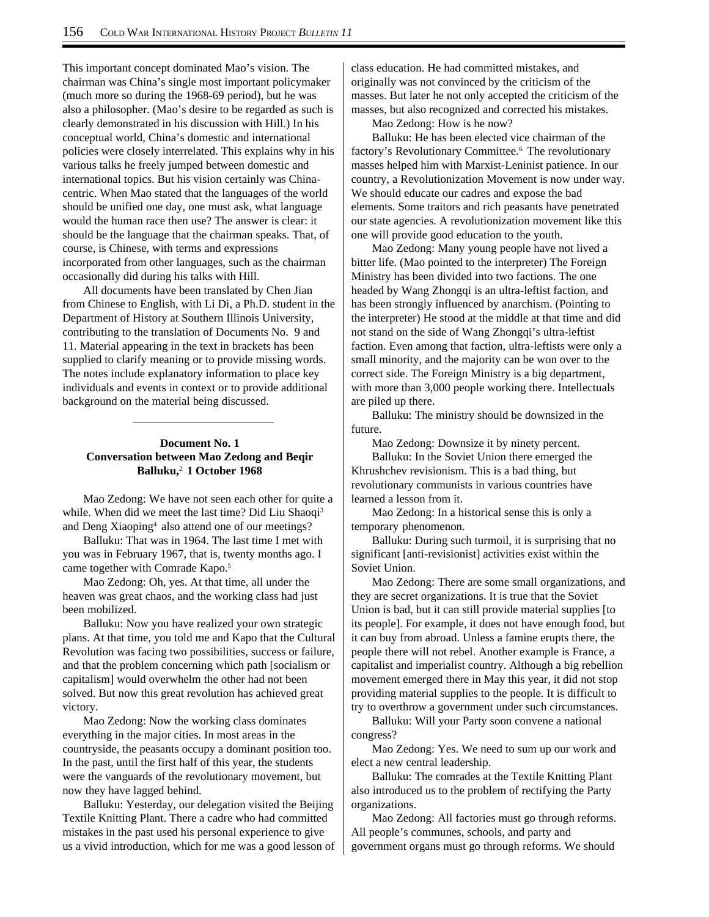This important concept dominated Mao's vision. The chairman was China's single most important policymaker (much more so during the 1968-69 period), but he was also a philosopher. (Mao's desire to be regarded as such is clearly demonstrated in his discussion with Hill.) In his conceptual world, China's domestic and international policies were closely interrelated. This explains why in his various talks he freely jumped between domestic and international topics. But his vision certainly was China-centric. When Mao stated that the languages of the world should be unified one day, one must ask, what language would the human race then use? The answer is clear: it should be the language that the chairman speaks. That, of course, is Chinese, with terms and expressions incorporated from other languages, such as the chairman occasionally did during his talks with Hill.

All documents have been translated by Chen Jian from Chinese to English, with Li Di, a Ph.D. student in the Department of History at Southern Illinois University, contributing to the translation of Documents No. 9 and 11. Material appearing in the text in brackets has been supplied to clarify meaning or to provide missing words. The notes include explanatory information to place key individuals and events in context or to provide additional background on the material being discussed.

---

### Document No. 1
### Conversation between Mao Zedong and Beqir Balluku,[2] 1 October 1968

Mao Zedong: We have not seen each other for quite a while. When did we meet the last time? Did Liu Shaoqi[3] and Deng Xiaoping[4] also attend one of our meetings?

Balluku: That was in 1964. The last time I met with you was in February 1967, that is, twenty months ago. I came together with Comrade Kapo.[5]

Mao Zedong: Oh, yes. At that time, all under the heaven was great chaos, and the working class had just been mobilized.

Balluku: Now you have realized your own strategic plans. At that time, you told me and Kapo that the Cultural Revolution was facing two possibilities, success or failure, and that the problem concerning which path [socialism or capitalism] would overwhelm the other had not been solved. But now this great revolution has achieved great victory.

Mao Zedong: Now the working class dominates everything in the major cities. In most areas in the countryside, the peasants occupy a dominant position too. In the past, until the first half of this year, the students were the vanguards of the revolutionary movement, but now they have lagged behind.

Balluku: Yesterday, our delegation visited the Beijing Textile Knitting Plant. There a cadre who had committed mistakes in the past used his personal experience to give us a vivid introduction, which for me was a good lesson of class education. He had committed mistakes, and originally was not convinced by the criticism of the masses. But later he not only accepted the criticism of the masses, but also recognized and corrected his mistakes.

Mao Zedong: How is he now?

Balluku: He has been elected vice chairman of the factory's Revolutionary Committee.[6] The revolutionary masses helped him with Marxist-Leninist patience. In our country, a Revolutionization Movement is now under way. We should educate our cadres and expose the bad elements. Some traitors and rich peasants have penetrated our state agencies. A revolutionization movement like this one will provide good education to the youth.

Mao Zedong: Many young people have not lived a bitter life. (Mao pointed to the interpreter) The Foreign Ministry has been divided into two factions. The one headed by Wang Zhongqi is an ultra-leftist faction, and has been strongly influenced by anarchism. (Pointing to the interpreter) He stood at the middle at that time and did not stand on the side of Wang Zhongqi's ultra-leftist faction. Even among that faction, ultra-leftists were only a small minority, and the majority can be won over to the correct side. The Foreign Ministry is a big department, with more than 3,000 people working there. Intellectuals are piled up there.

Balluku: The ministry should be downsized in the future.

Mao Zedong: Downsize it by ninety percent.

Balluku: In the Soviet Union there emerged the Khrushchev revisionism. This is a bad thing, but revolutionary communists in various countries have learned a lesson from it.

Mao Zedong: In a historical sense this is only a temporary phenomenon.

Balluku: During such turmoil, it is surprising that no significant [anti-revisionist] activities exist within the Soviet Union.

Mao Zedong: There are some small organizations, and they are secret organizations. It is true that the Soviet Union is bad, but it can still provide material supplies [to its people]. For example, it does not have enough food, but it can buy from abroad. Unless a famine erupts there, the people there will not rebel. Another example is France, a capitalist and imperialist country. Although a big rebellion movement emerged there in May this year, it did not stop providing material supplies to the people. It is difficult to try to overthrow a government under such circumstances.

Balluku: Will your Party soon convene a national congress?

Mao Zedong: Yes. We need to sum up our work and elect a new central leadership.

Balluku: The comrades at the Textile Knitting Plant also introduced us to the problem of rectifying the Party organizations.

Mao Zedong: All factories must go through reforms. All people's communes, schools, and party and government organs must go through reforms. We should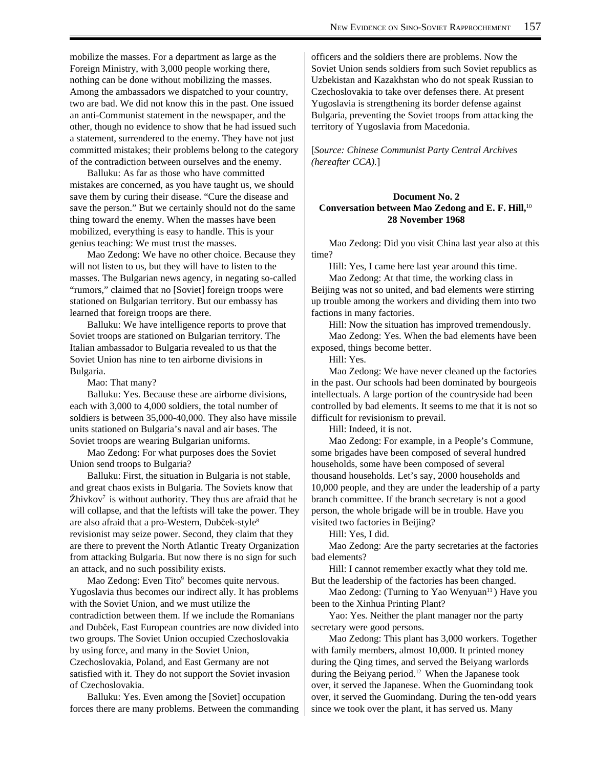mobilize the masses. For a department as large as the Foreign Ministry, with 3,000 people working there, nothing can be done without mobilizing the masses. Among the ambassadors we dispatched to your country, two are bad. We did not know this in the past. One issued an anti-Communist statement in the newspaper, and the other, though no evidence to show that he had issued such a statement, surrendered to the enemy. They have not just committed mistakes; their problems belong to the category of the contradiction between ourselves and the enemy.

Balluku: As far as those who have committed mistakes are concerned, as you have taught us, we should save them by curing their disease. "Cure the disease and save the person." But we certainly should not do the same thing toward the enemy. When the masses have been mobilized, everything is easy to handle. This is your genius teaching: We must trust the masses.

Mao Zedong: We have no other choice. Because they will not listen to us, but they will have to listen to the masses. The Bulgarian news agency, in negating so-called "rumors," claimed that no [Soviet] foreign troops were stationed on Bulgarian territory. But our embassy has learned that foreign troops are there.

Balluku: We have intelligence reports to prove that Soviet troops are stationed on Bulgarian territory. The Italian ambassador to Bulgaria revealed to us that the Soviet Union has nine to ten airborne divisions in Bulgaria.

Mao: That many?

Balluku: Yes. Because these are airborne divisions, each with 3,000 to 4,000 soldiers, the total number of soldiers is between 35,000-40,000. They also have missile units stationed on Bulgaria's naval and air bases. The Soviet troops are wearing Bulgarian uniforms.

Mao Zedong: For what purposes does the Soviet Union send troops to Bulgaria?

Balluku: First, the situation in Bulgaria is not stable, and great chaos exists in Bulgaria. The Soviets know that Živkov[7] is without authority. They thus are afraid that he will collapse, and that the leftists will take the power. They are also afraid that a pro-Western, Dubček-style[8] revisionist may seize power. Second, they claim that they are there to prevent the North Atlantic Treaty Organization from attacking Bulgaria. But now there is no sign for such an attack, and no such possibility exists.

Mao Zedong: Even Tito[9] becomes quite nervous. Yugoslavia thus becomes our indirect ally. It has problems with the Soviet Union, and we must utilize the contradiction between them. If we include the Romanians and Dubček, East European countries are now divided into two groups. The Soviet Union occupied Czechoslovakia by using force, and many in the Soviet Union, Czechoslovakia, Poland, and East Germany are not satisfied with it. They do not support the Soviet invasion of Czechoslovakia.

Balluku: Yes. Even among the [Soviet] occupation forces there are many problems. Between the commanding officers and the soldiers there are problems. Now the Soviet Union sends soldiers from such Soviet republics as Uzbekistan and Kazakhstan who do not speak Russian to Czechoslovakia to take over defenses there. At present Yugoslavia is strengthening its border defense against Bulgaria, preventing the Soviet troops from attacking the territory of Yugoslavia from Macedonia.

[*Source: Chinese Communist Party Central Archives (hereafter CCA).*]

**Document No. 2**
**Conversation between Mao Zedong and E. F. Hill,**[10] **28 November 1968**

Mao Zedong: Did you visit China last year also at this time?

Hill: Yes, I came here last year around this time.

Mao Zedong: At that time, the working class in Beijing was not so united, and bad elements were stirring up trouble among the workers and dividing them into two factions in many factories.

Hill: Now the situation has improved tremendously.

Mao Zedong: Yes. When the bad elements have been exposed, things become better.

Hill: Yes.

Mao Zedong: We have never cleaned up the factories in the past. Our schools had been dominated by bourgeois intellectuals. A large portion of the countryside had been controlled by bad elements. It seems to me that it is not so difficult for revisionism to prevail.

Hill: Indeed, it is not.

Mao Zedong: For example, in a People's Commune, some brigades have been composed of several hundred households, some have been composed of several thousand households. Let's say, 2000 households and 10,000 people, and they are under the leadership of a party branch committee. If the branch secretary is not a good person, the whole brigade will be in trouble. Have you visited two factories in Beijing?

Hill: Yes, I did.

Mao Zedong: Are the party secretaries at the factories bad elements?

Hill: I cannot remember exactly what they told me. But the leadership of the factories has been changed.

Mao Zedong: (Turning to Yao Wenyuan[11]) Have you been to the Xinhua Printing Plant?

Yao: Yes. Neither the plant manager nor the party secretary were good persons.

Mao Zedong: This plant has 3,000 workers. Together with family members, almost 10,000. It printed money during the Qing times, and served the Beiyang warlords during the Beiyang period.[12] When the Japanese took over, it served the Japanese. When the Guomindang took over, it served the Guomindang. During the ten-odd years since we took over the plant, it has served us. Many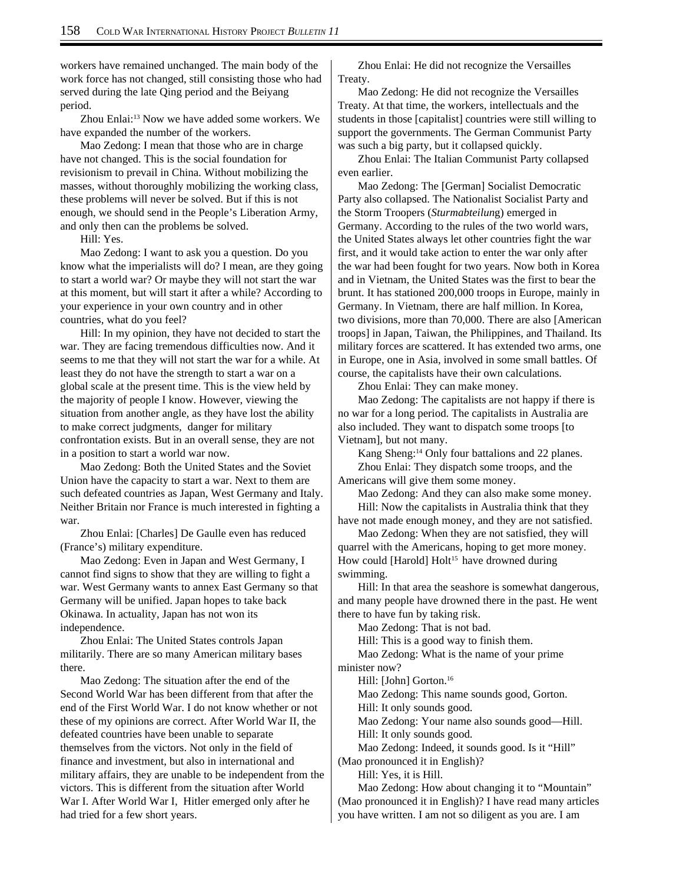workers have remained unchanged. The main body of the work force has not changed, still consisting those who had served during the late Qing period and the Beiyang period.

Zhou Enlai:[13] Now we have added some workers. We have expanded the number of the workers.

Mao Zedong: I mean that those who are in charge have not changed. This is the social foundation for revisionism to prevail in China. Without mobilizing the masses, without thoroughly mobilizing the working class, these problems will never be solved. But if this is not enough, we should send in the People's Liberation Army, and only then can the problems be solved.

Hill: Yes.

Mao Zedong: I want to ask you a question. Do you know what the imperialists will do? I mean, are they going to start a world war? Or maybe they will not start the war at this moment, but will start it after a while? According to your experience in your own country and in other countries, what do you feel?

Hill: In my opinion, they have not decided to start the war. They are facing tremendous difficulties now. And it seems to me that they will not start the war for a while. At least they do not have the strength to start a war on a global scale at the present time. This is the view held by the majority of people I know. However, viewing the situation from another angle, as they have lost the ability to make correct judgments, danger for military confrontation exists. But in an overall sense, they are not in a position to start a world war now.

Mao Zedong: Both the United States and the Soviet Union have the capacity to start a war. Next to them are such defeated countries as Japan, West Germany and Italy. Neither Britain nor France is much interested in fighting a war.

Zhou Enlai: [Charles] De Gaulle even has reduced (France's) military expenditure.

Mao Zedong: Even in Japan and West Germany, I cannot find signs to show that they are willing to fight a war. West Germany wants to annex East Germany so that Germany will be unified. Japan hopes to take back Okinawa. In actuality, Japan has not won its independence.

Zhou Enlai: The United States controls Japan militarily. There are so many American military bases there.

Mao Zedong: The situation after the end of the Second World War has been different from that after the end of the First World War. I do not know whether or not these of my opinions are correct. After World War II, the defeated countries have been unable to separate themselves from the victors. Not only in the field of finance and investment, but also in international and military affairs, they are unable to be independent from the victors. This is different from the situation after World War I. After World War I, Hitler emerged only after he had tried for a few short years.

Zhou Enlai: He did not recognize the Versailles Treaty.

Mao Zedong: He did not recognize the Versailles Treaty. At that time, the workers, intellectuals and the students in those [capitalist] countries were still willing to support the governments. The German Communist Party was such a big party, but it collapsed quickly.

Zhou Enlai: The Italian Communist Party collapsed even earlier.

Mao Zedong: The [German] Socialist Democratic Party also collapsed. The Nationalist Socialist Party and the Storm Troopers (*Sturmabteilung*) emerged in Germany. According to the rules of the two world wars, the United States always let other countries fight the war first, and it would take action to enter the war only after the war had been fought for two years. Now both in Korea and in Vietnam, the United States was the first to bear the brunt. It has stationed 200,000 troops in Europe, mainly in Germany. In Vietnam, there are half million. In Korea, two divisions, more than 70,000. There are also [American troops] in Japan, Taiwan, the Philippines, and Thailand. Its military forces are scattered. It has extended two arms, one in Europe, one in Asia, involved in some small battles. Of course, the capitalists have their own calculations.

Zhou Enlai: They can make money.

Mao Zedong: The capitalists are not happy if there is no war for a long period. The capitalists in Australia are also included. They want to dispatch some troops [to Vietnam], but not many.

Kang Sheng:[14] Only four battalions and 22 planes.

Zhou Enlai: They dispatch some troops, and the Americans will give them some money.

Mao Zedong: And they can also make some money.

Hill: Now the capitalists in Australia think that they have not made enough money, and they are not satisfied.

Mao Zedong: When they are not satisfied, they will quarrel with the Americans, hoping to get more money. How could [Harold] Holt[15] have drowned during swimming.

Hill: In that area the seashore is somewhat dangerous, and many people have drowned there in the past. He went there to have fun by taking risk.

Mao Zedong: That is not bad.

Hill: This is a good way to finish them.

Mao Zedong: What is the name of your prime minister now?

Hill: [John] Gorton.[16]

Mao Zedong: This name sounds good, Gorton.

Hill: It only sounds good.

Mao Zedong: Your name also sounds good—Hill.

Hill: It only sounds good.

Mao Zedong: Indeed, it sounds good. Is it "Hill" (Mao pronounced it in English)?

Hill: Yes, it is Hill.

Mao Zedong: How about changing it to "Mountain" (Mao pronounced it in English)? I have read many articles you have written. I am not so diligent as you are. I am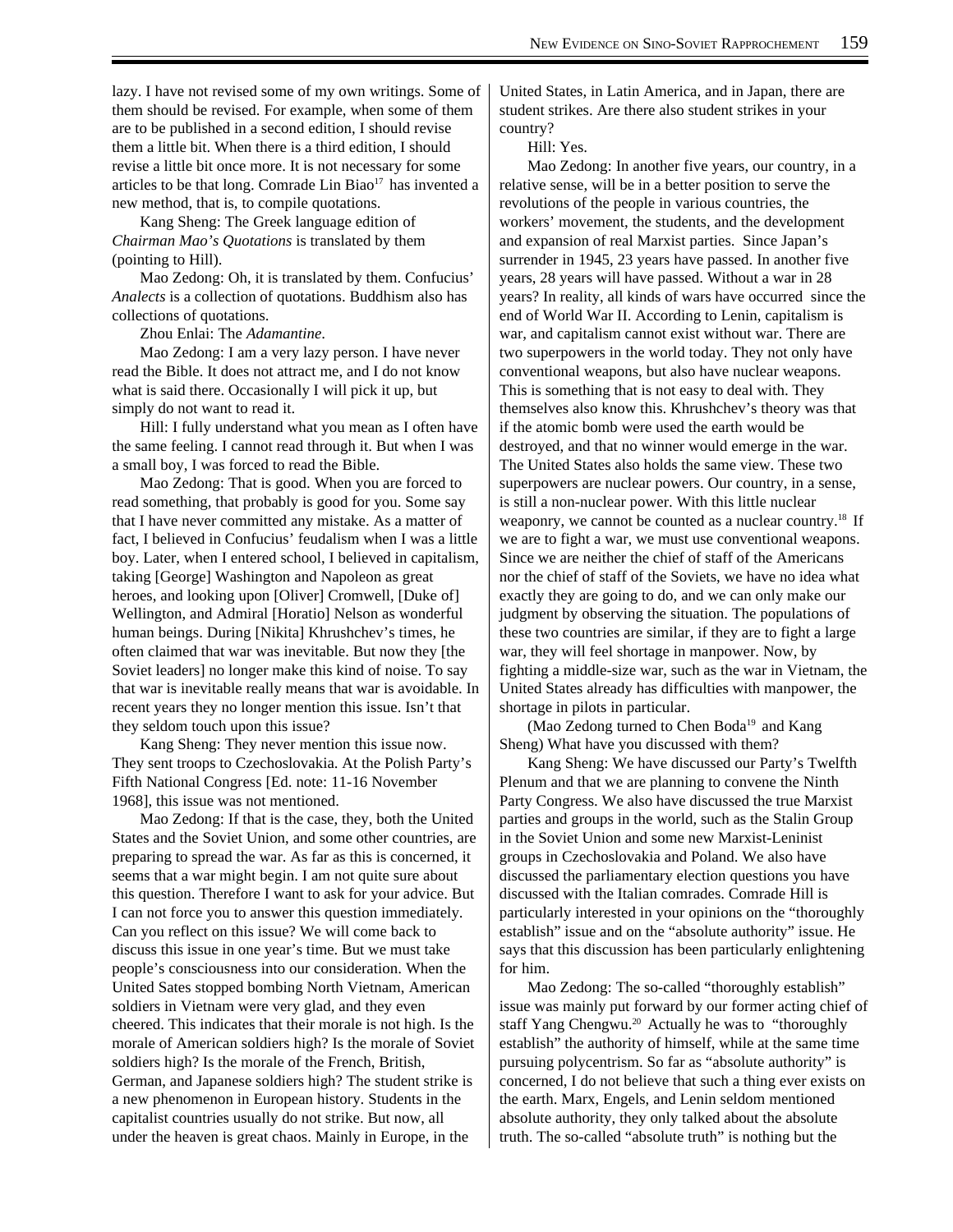lazy. I have not revised some of my own writings. Some of them should be revised. For example, when some of them are to be published in a second edition, I should revise them a little bit. When there is a third edition, I should revise a little bit once more. It is not necessary for some articles to be that long. Comrade Lin Biao[17] has invented a new method, that is, to compile quotations.

Kang Sheng: The Greek language edition of *Chairman Mao's Quotations* is translated by them (pointing to Hill).

Mao Zedong: Oh, it is translated by them. Confucius' *Analects* is a collection of quotations. Buddhism also has collections of quotations.

Zhou Enlai: The *Adamantine*.

Mao Zedong: I am a very lazy person. I have never read the Bible. It does not attract me, and I do not know what is said there. Occasionally I will pick it up, but simply do not want to read it.

Hill: I fully understand what you mean as I often have the same feeling. I cannot read through it. But when I was a small boy, I was forced to read the Bible.

Mao Zedong: That is good. When you are forced to read something, that probably is good for you. Some say that I have never committed any mistake. As a matter of fact, I believed in Confucius' feudalism when I was a little boy. Later, when I entered school, I believed in capitalism, taking [George] Washington and Napoleon as great heroes, and looking upon [Oliver] Cromwell, [Duke of] Wellington, and Admiral [Horatio] Nelson as wonderful human beings. During [Nikita] Khrushchev's times, he often claimed that war was inevitable. But now they [the Soviet leaders] no longer make this kind of noise. To say that war is inevitable really means that war is avoidable. In recent years they no longer mention this issue. Isn't that they seldom touch upon this issue?

Kang Sheng: They never mention this issue now. They sent troops to Czechoslovakia. At the Polish Party's Fifth National Congress [Ed. note: 11-16 November 1968], this issue was not mentioned.

Mao Zedong: If that is the case, they, both the United States and the Soviet Union, and some other countries, are preparing to spread the war. As far as this is concerned, it seems that a war might begin. I am not quite sure about this question. Therefore I want to ask for your advice. But I can not force you to answer this question immediately. Can you reflect on this issue? We will come back to discuss this issue in one year's time. But we must take people's consciousness into our consideration. When the United Sates stopped bombing North Vietnam, American soldiers in Vietnam were very glad, and they even cheered. This indicates that their morale is not high. Is the morale of American soldiers high? Is the morale of Soviet soldiers high? Is the morale of the French, British, German, and Japanese soldiers high? The student strike is a new phenomenon in European history. Students in the capitalist countries usually do not strike. But now, all under the heaven is great chaos. Mainly in Europe, in the United States, in Latin America, and in Japan, there are student strikes. Are there also student strikes in your country?

Hill: Yes.

Mao Zedong: In another five years, our country, in a relative sense, will be in a better position to serve the revolutions of the people in various countries, the workers' movement, the students, and the development and expansion of real Marxist parties. Since Japan's surrender in 1945, 23 years have passed. In another five years, 28 years will have passed. Without a war in 28 years? In reality, all kinds of wars have occurred since the end of World War II. According to Lenin, capitalism is war, and capitalism cannot exist without war. There are two superpowers in the world today. They not only have conventional weapons, but also have nuclear weapons. This is something that is not easy to deal with. They themselves also know this. Khrushchev's theory was that if the atomic bomb were used the earth would be destroyed, and that no winner would emerge in the war. The United States also holds the same view. These two superpowers are nuclear powers. Our country, in a sense, is still a non-nuclear power. With this little nuclear weaponry, we cannot be counted as a nuclear country.[18] If we are to fight a war, we must use conventional weapons. Since we are neither the chief of staff of the Americans nor the chief of staff of the Soviets, we have no idea what exactly they are going to do, and we can only make our judgment by observing the situation. The populations of these two countries are similar, if they are to fight a large war, they will feel shortage in manpower. Now, by fighting a middle-size war, such as the war in Vietnam, the United States already has difficulties with manpower, the shortage in pilots in particular.

(Mao Zedong turned to Chen Boda[19] and Kang Sheng) What have you discussed with them?

Kang Sheng: We have discussed our Party's Twelfth Plenum and that we are planning to convene the Ninth Party Congress. We also have discussed the true Marxist parties and groups in the world, such as the Stalin Group in the Soviet Union and some new Marxist-Leninist groups in Czechoslovakia and Poland. We also have discussed the parliamentary election questions you have discussed with the Italian comrades. Comrade Hill is particularly interested in your opinions on the "thoroughly establish" issue and on the "absolute authority" issue. He says that this discussion has been particularly enlightening for him.

Mao Zedong: The so-called "thoroughly establish" issue was mainly put forward by our former acting chief of staff Yang Chengwu.[20] Actually he was to "thoroughly establish" the authority of himself, while at the same time pursuing polycentrism. So far as "absolute authority" is concerned, I do not believe that such a thing ever exists on the earth. Marx, Engels, and Lenin seldom mentioned absolute authority, they only talked about the absolute truth. The so-called "absolute truth" is nothing but the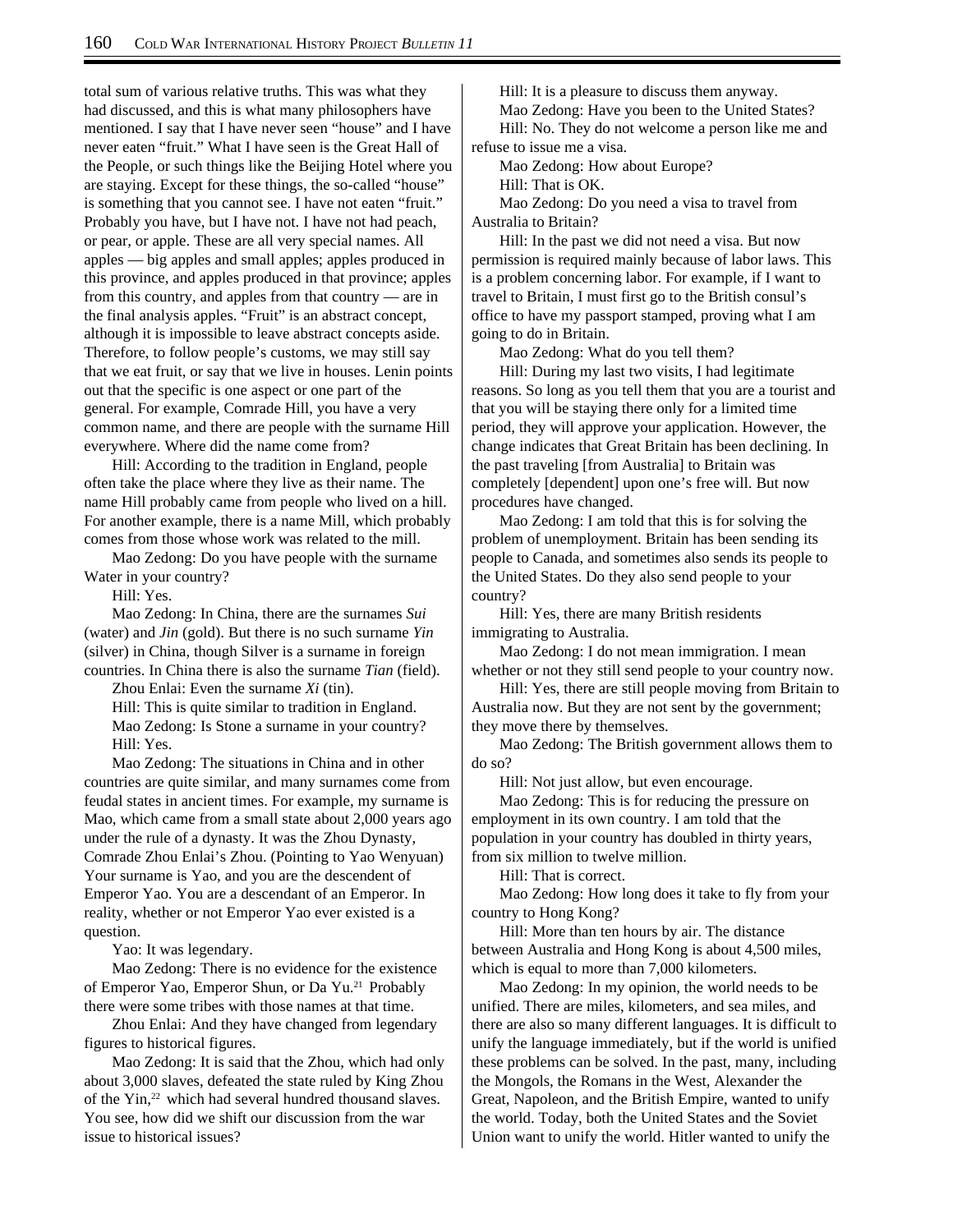total sum of various relative truths. This was what they had discussed, and this is what many philosophers have mentioned. I say that I have never seen "house" and I have never eaten "fruit." What I have seen is the Great Hall of the People, or such things like the Beijing Hotel where you are staying. Except for these things, the so-called "house" is something that you cannot see. I have not eaten "fruit." Probably you have, but I have not. I have not had peach, or pear, or apple. These are all very special names. All apples — big apples and small apples; apples produced in this province, and apples produced in that province; apples from this country, and apples from that country — are in the final analysis apples. "Fruit" is an abstract concept, although it is impossible to leave abstract concepts aside. Therefore, to follow people's customs, we may still say that we eat fruit, or say that we live in houses. Lenin points out that the specific is one aspect or one part of the general. For example, Comrade Hill, you have a very common name, and there are people with the surname Hill everywhere. Where did the name come from?

Hill: According to the tradition in England, people often take the place where they live as their name. The name Hill probably came from people who lived on a hill. For another example, there is a name Mill, which probably comes from those whose work was related to the mill.

Mao Zedong: Do you have people with the surname Water in your country?

Hill: Yes.

Mao Zedong: In China, there are the surnames *Sui* (water) and *Jin* (gold). But there is no such surname *Yin* (silver) in China, though Silver is a surname in foreign countries. In China there is also the surname *Tian* (field).

Zhou Enlai: Even the surname *Xi* (tin).

Hill: This is quite similar to tradition in England.

Mao Zedong: Is Stone a surname in your country?

Hill: Yes.

Mao Zedong: The situations in China and in other countries are quite similar, and many surnames come from feudal states in ancient times. For example, my surname is Mao, which came from a small state about 2,000 years ago under the rule of a dynasty. It was the Zhou Dynasty, Comrade Zhou Enlai's Zhou. (Pointing to Yao Wenyuan) Your surname is Yao, and you are the descendent of Emperor Yao. You are a descendant of an Emperor. In reality, whether or not Emperor Yao ever existed is a question.

Yao: It was legendary.

Mao Zedong: There is no evidence for the existence of Emperor Yao, Emperor Shun, or Da Yu.[21] Probably there were some tribes with those names at that time.

Zhou Enlai: And they have changed from legendary figures to historical figures.

Mao Zedong: It is said that the Zhou, which had only about 3,000 slaves, defeated the state ruled by King Zhou of the Yin,[22] which had several hundred thousand slaves. You see, how did we shift our discussion from the war issue to historical issues?

Hill: It is a pleasure to discuss them anyway.

Mao Zedong: Have you been to the United States?

Hill: No. They do not welcome a person like me and refuse to issue me a visa.

Mao Zedong: How about Europe?

Hill: That is OK.

Mao Zedong: Do you need a visa to travel from Australia to Britain?

Hill: In the past we did not need a visa. But now permission is required mainly because of labor laws. This is a problem concerning labor. For example, if I want to travel to Britain, I must first go to the British consul's office to have my passport stamped, proving what I am going to do in Britain.

Mao Zedong: What do you tell them?

Hill: During my last two visits, I had legitimate reasons. So long as you tell them that you are a tourist and that you will be staying there only for a limited time period, they will approve your application. However, the change indicates that Great Britain has been declining. In the past traveling [from Australia] to Britain was completely [dependent] upon one's free will. But now procedures have changed.

Mao Zedong: I am told that this is for solving the problem of unemployment. Britain has been sending its people to Canada, and sometimes also sends its people to the United States. Do they also send people to your country?

Hill: Yes, there are many British residents immigrating to Australia.

Mao Zedong: I do not mean immigration. I mean whether or not they still send people to your country now.

Hill: Yes, there are still people moving from Britain to Australia now. But they are not sent by the government; they move there by themselves.

Mao Zedong: The British government allows them to do so?

Hill: Not just allow, but even encourage.

Mao Zedong: This is for reducing the pressure on employment in its own country. I am told that the population in your country has doubled in thirty years, from six million to twelve million.

Hill: That is correct.

Mao Zedong: How long does it take to fly from your country to Hong Kong?

Hill: More than ten hours by air. The distance between Australia and Hong Kong is about 4,500 miles, which is equal to more than 7,000 kilometers.

Mao Zedong: In my opinion, the world needs to be unified. There are miles, kilometers, and sea miles, and there are also so many different languages. It is difficult to unify the language immediately, but if the world is unified these problems can be solved. In the past, many, including the Mongols, the Romans in the West, Alexander the Great, Napoleon, and the British Empire, wanted to unify the world. Today, both the United States and the Soviet Union want to unify the world. Hitler wanted to unify the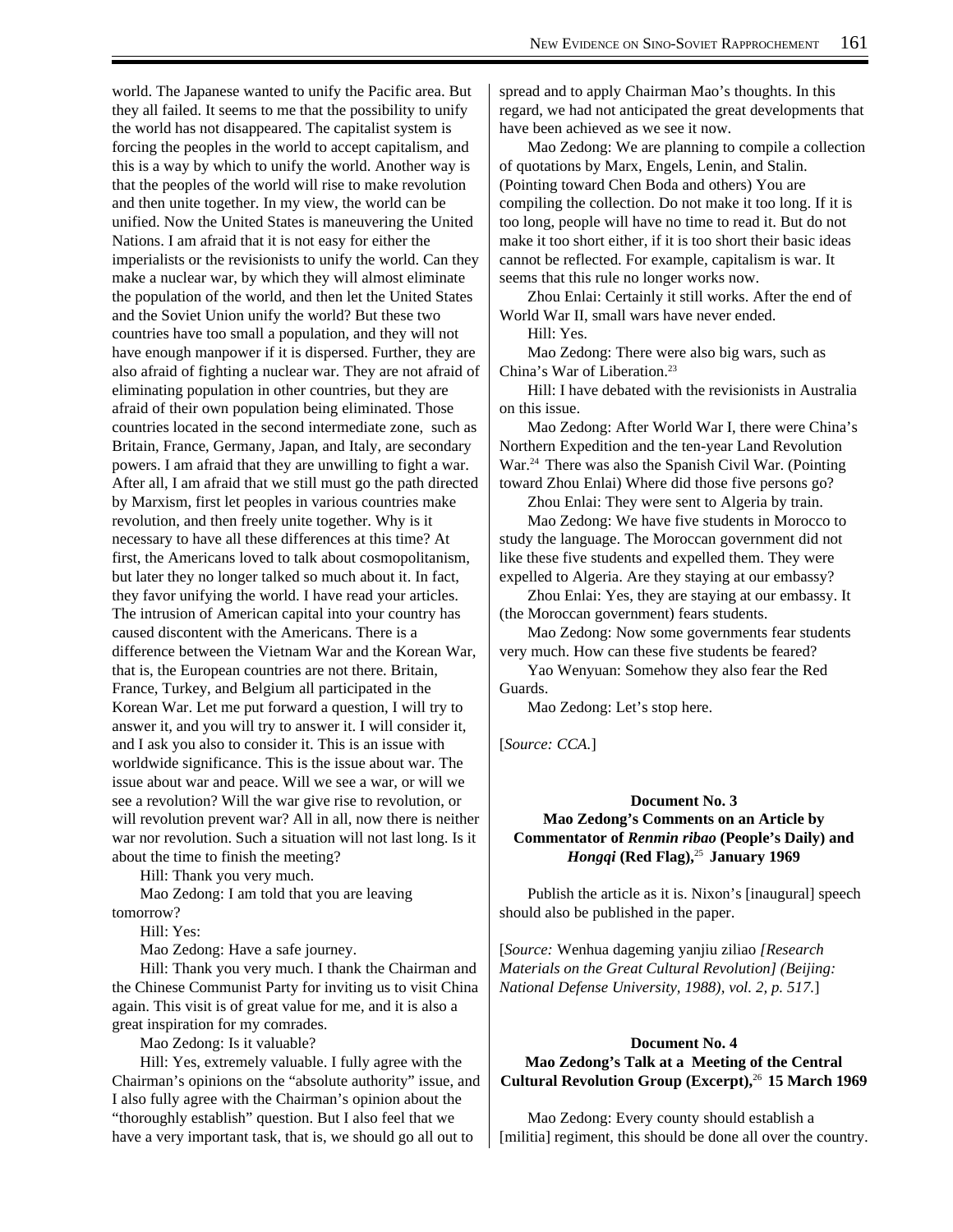world. The Japanese wanted to unify the Pacific area. But they all failed. It seems to me that the possibility to unify the world has not disappeared. The capitalist system is forcing the peoples in the world to accept capitalism, and this is a way by which to unify the world. Another way is that the peoples of the world will rise to make revolution and then unite together. In my view, the world can be unified. Now the United States is maneuvering the United Nations. I am afraid that it is not easy for either the imperialists or the revisionists to unify the world. Can they make a nuclear war, by which they will almost eliminate the population of the world, and then let the United States and the Soviet Union unify the world? But these two countries have too small a population, and they will not have enough manpower if it is dispersed. Further, they are also afraid of fighting a nuclear war. They are not afraid of eliminating population in other countries, but they are afraid of their own population being eliminated. Those countries located in the second intermediate zone, such as Britain, France, Germany, Japan, and Italy, are secondary powers. I am afraid that they are unwilling to fight a war. After all, I am afraid that we still must go the path directed by Marxism, first let peoples in various countries make revolution, and then freely unite together. Why is it necessary to have all these differences at this time? At first, the Americans loved to talk about cosmopolitanism, but later they no longer talked so much about it. In fact, they favor unifying the world. I have read your articles. The intrusion of American capital into your country has caused discontent with the Americans. There is a difference between the Vietnam War and the Korean War, that is, the European countries are not there. Britain, France, Turkey, and Belgium all participated in the Korean War. Let me put forward a question, I will try to answer it, and you will try to answer it. I will consider it, and I ask you also to consider it. This is an issue with worldwide significance. This is the issue about war. The issue about war and peace. Will we see a war, or will we see a revolution? Will the war give rise to revolution, or will revolution prevent war? All in all, now there is neither war nor revolution. Such a situation will not last long. Is it about the time to finish the meeting?

Hill: Thank you very much.

Mao Zedong: I am told that you are leaving tomorrow?

Hill: Yes:

Mao Zedong: Have a safe journey.

Hill: Thank you very much. I thank the Chairman and the Chinese Communist Party for inviting us to visit China again. This visit is of great value for me, and it is also a great inspiration for my comrades.

Mao Zedong: Is it valuable?

Hill: Yes, extremely valuable. I fully agree with the Chairman's opinions on the "absolute authority" issue, and I also fully agree with the Chairman's opinion about the "thoroughly establish" question. But I also feel that we have a very important task, that is, we should go all out to spread and to apply Chairman Mao's thoughts. In this regard, we had not anticipated the great developments that have been achieved as we see it now.

Mao Zedong: We are planning to compile a collection of quotations by Marx, Engels, Lenin, and Stalin. (Pointing toward Chen Boda and others) You are compiling the collection. Do not make it too long. If it is too long, people will have no time to read it. But do not make it too short either, if it is too short their basic ideas cannot be reflected. For example, capitalism is war. It seems that this rule no longer works now.

Zhou Enlai: Certainly it still works. After the end of World War II, small wars have never ended.

Hill: Yes.

Mao Zedong: There were also big wars, such as China's War of Liberation.[23]

Hill: I have debated with the revisionists in Australia on this issue.

Mao Zedong: After World War I, there were China's Northern Expedition and the ten-year Land Revolution War.[24] There was also the Spanish Civil War. (Pointing toward Zhou Enlai) Where did those five persons go?

Zhou Enlai: They were sent to Algeria by train.

Mao Zedong: We have five students in Morocco to study the language. The Moroccan government did not like these five students and expelled them. They were expelled to Algeria. Are they staying at our embassy?

Zhou Enlai: Yes, they are staying at our embassy. It (the Moroccan government) fears students.

Mao Zedong: Now some governments fear students very much. How can these five students be feared?

Yao Wenyuan: Somehow they also fear the Red Guards.

Mao Zedong: Let's stop here.

[*Source: CCA.*]

### Document No. 3
### Mao Zedong's Comments on an Article by Commentator of *Renmin ribao* (People's Daily) and *Hongqi* (Red Flag),[25] January 1969

Publish the article as it is. Nixon's [inaugural] speech should also be published in the paper.

[*Source:* Wenhua dageming yanjiu ziliao *[Research Materials on the Great Cultural Revolution] (Beijing: National Defense University, 1988), vol. 2, p. 517.*]

### Document No. 4
### Mao Zedong's Talk at a Meeting of the Central Cultural Revolution Group (Excerpt),[26] 15 March 1969

Mao Zedong: Every county should establish a [militia] regiment, this should be done all over the country.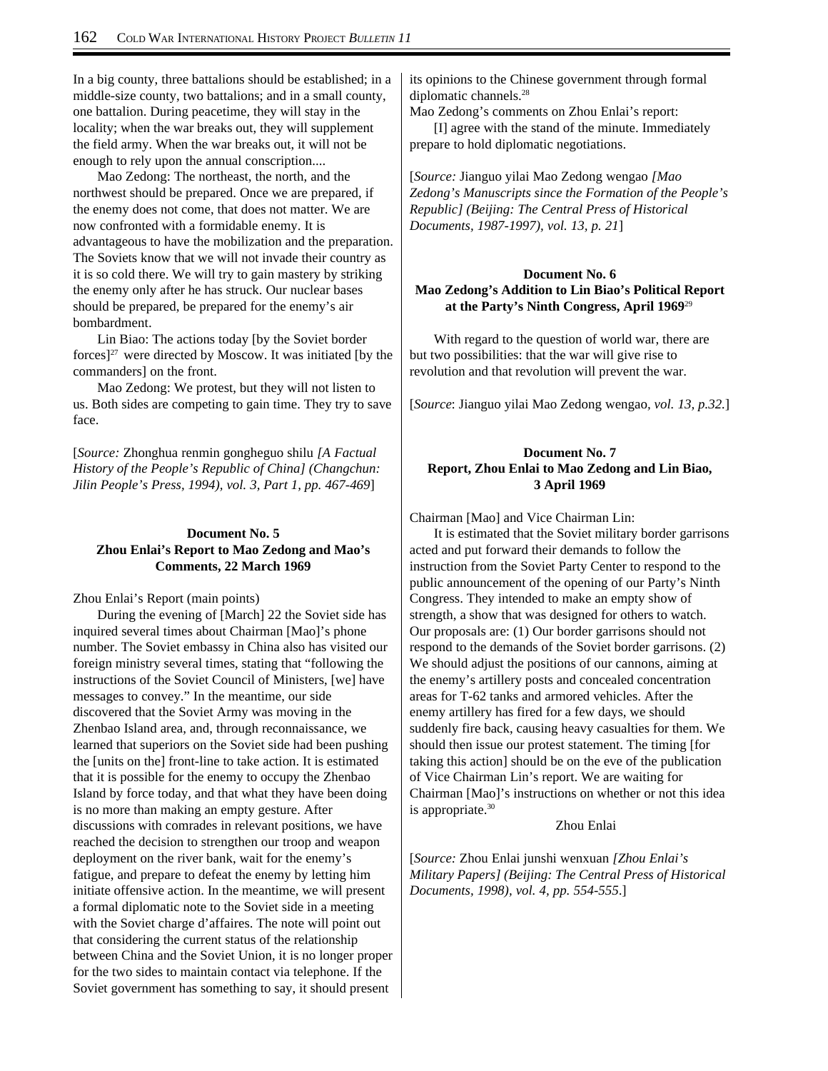In a big county, three battalions should be established; in a middle-size county, two battalions; and in a small county, one battalion. During peacetime, they will stay in the locality; when the war breaks out, they will supplement the field army. When the war breaks out, it will not be enough to rely upon the annual conscription....

Mao Zedong: The northeast, the north, and the northwest should be prepared. Once we are prepared, if the enemy does not come, that does not matter. We are now confronted with a formidable enemy. It is advantageous to have the mobilization and the preparation. The Soviets know that we will not invade their country as it is so cold there. We will try to gain mastery by striking the enemy only after he has struck. Our nuclear bases should be prepared, be prepared for the enemy's air bombardment.

Lin Biao: The actions today [by the Soviet border forces][27] were directed by Moscow. It was initiated [by the commanders] on the front.

Mao Zedong: We protest, but they will not listen to us. Both sides are competing to gain time. They try to save face.

[*Source:* Zhonghua renmin gongheguo shilu *[A Factual History of the People's Republic of China] (Changchun: Jilin People's Press, 1994), vol. 3, Part 1, pp. 467-469*]

### Document No. 5
### Zhou Enlai's Report to Mao Zedong and Mao's Comments, 22 March 1969

Zhou Enlai's Report (main points)

During the evening of [March] 22 the Soviet side has inquired several times about Chairman [Mao]'s phone number. The Soviet embassy in China also has visited our foreign ministry several times, stating that "following the instructions of the Soviet Council of Ministers, [we] have messages to convey." In the meantime, our side discovered that the Soviet Army was moving in the Zhenbao Island area, and, through reconnaissance, we learned that superiors on the Soviet side had been pushing the [units on the] front-line to take action. It is estimated that it is possible for the enemy to occupy the Zhenbao Island by force today, and that what they have been doing is no more than making an empty gesture. After discussions with comrades in relevant positions, we have reached the decision to strengthen our troop and weapon deployment on the river bank, wait for the enemy's fatigue, and prepare to defeat the enemy by letting him initiate offensive action. In the meantime, we will present a formal diplomatic note to the Soviet side in a meeting with the Soviet charge d'affaires. The note will point out that considering the current status of the relationship between China and the Soviet Union, it is no longer proper for the two sides to maintain contact via telephone. If the Soviet government has something to say, it should present its opinions to the Chinese government through formal diplomatic channels.[28]

Mao Zedong's comments on Zhou Enlai's report:

[I] agree with the stand of the minute. Immediately prepare to hold diplomatic negotiations.

[*Source:* Jianguo yilai Mao Zedong wengao *[Mao Zedong's Manuscripts since the Formation of the People's Republic] (Beijing: The Central Press of Historical Documents, 1987-1997), vol. 13, p. 21*]

### Document No. 6
### Mao Zedong's Addition to Lin Biao's Political Report at the Party's Ninth Congress, April 1969[29]

With regard to the question of world war, there are but two possibilities: that the war will give rise to revolution and that revolution will prevent the war.

[*Source*: Jianguo yilai Mao Zedong wengao, *vol. 13, p.32.*]

### Document No. 7
### Report, Zhou Enlai to Mao Zedong and Lin Biao, 3 April 1969

Chairman [Mao] and Vice Chairman Lin:

It is estimated that the Soviet military border garrisons acted and put forward their demands to follow the instruction from the Soviet Party Center to respond to the public announcement of the opening of our Party's Ninth Congress. They intended to make an empty show of strength, a show that was designed for others to watch. Our proposals are: (1) Our border garrisons should not respond to the demands of the Soviet border garrisons. (2) We should adjust the positions of our cannons, aiming at the enemy's artillery posts and concealed concentration areas for T-62 tanks and armored vehicles. After the enemy artillery has fired for a few days, we should suddenly fire back, causing heavy casualties for them. We should then issue our protest statement. The timing [for taking this action] should be on the eve of the publication of Vice Chairman Lin's report. We are waiting for Chairman [Mao]'s instructions on whether or not this idea is appropriate.[30]

Zhou Enlai

[*Source:* Zhou Enlai junshi wenxuan *[Zhou Enlai's Military Papers] (Beijing: The Central Press of Historical Documents, 1998), vol. 4, pp. 554-555*.]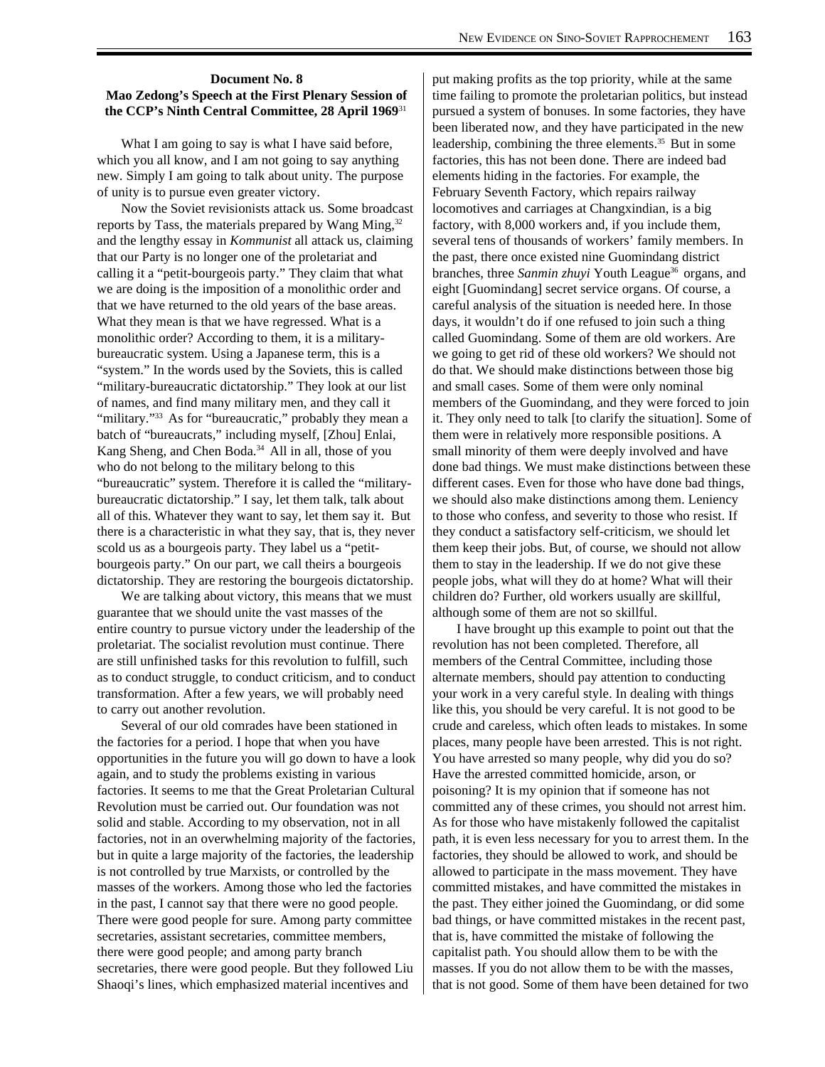### Document No. 8
### Mao Zedong's Speech at the First Plenary Session of the CCP's Ninth Central Committee, 28 April 1969[31]

What I am going to say is what I have said before, which you all know, and I am not going to say anything new. Simply I am going to talk about unity. The purpose of unity is to pursue even greater victory.

Now the Soviet revisionists attack us. Some broadcast reports by Tass, the materials prepared by Wang Ming,[32] and the lengthy essay in *Kommunist* all attack us, claiming that our Party is no longer one of the proletariat and calling it a "petit-bourgeois party." They claim that what we are doing is the imposition of a monolithic order and that we have returned to the old years of the base areas. What they mean is that we have regressed. What is a monolithic order? According to them, it is a military-bureaucratic system. Using a Japanese term, this is a "system." In the words used by the Soviets, this is called "military-bureaucratic dictatorship." They look at our list of names, and find many military men, and they call it "military."[33] As for "bureaucratic," probably they mean a batch of "bureaucrats," including myself, [Zhou] Enlai, Kang Sheng, and Chen Boda.[34] All in all, those of you who do not belong to the military belong to this "bureaucratic" system. Therefore it is called the "military-bureaucratic dictatorship." I say, let them talk, talk about all of this. Whatever they want to say, let them say it. But there is a characteristic in what they say, that is, they never scold us as a bourgeois party. They label us a "petit-bourgeois party." On our part, we call theirs a bourgeois dictatorship. They are restoring the bourgeois dictatorship.

We are talking about victory, this means that we must guarantee that we should unite the vast masses of the entire country to pursue victory under the leadership of the proletariat. The socialist revolution must continue. There are still unfinished tasks for this revolution to fulfill, such as to conduct struggle, to conduct criticism, and to conduct transformation. After a few years, we will probably need to carry out another revolution.

Several of our old comrades have been stationed in the factories for a period. I hope that when you have opportunities in the future you will go down to have a look again, and to study the problems existing in various factories. It seems to me that the Great Proletarian Cultural Revolution must be carried out. Our foundation was not solid and stable. According to my observation, not in all factories, not in an overwhelming majority of the factories, but in quite a large majority of the factories, the leadership is not controlled by true Marxists, or controlled by the masses of the workers. Among those who led the factories in the past, I cannot say that there were no good people. There were good people for sure. Among party committee secretaries, assistant secretaries, committee members, there were good people; and among party branch secretaries, there were good people. But they followed Liu Shaoqi's lines, which emphasized material incentives and put making profits as the top priority, while at the same time failing to promote the proletarian politics, but instead pursued a system of bonuses. In some factories, they have been liberated now, and they have participated in the new leadership, combining the three elements.[35] But in some factories, this has not been done. There are indeed bad elements hiding in the factories. For example, the February Seventh Factory, which repairs railway locomotives and carriages at Changxindian, is a big factory, with 8,000 workers and, if you include them, several tens of thousands of workers' family members. In the past, there once existed nine Guomindang district branches, three *Sanmin zhuyi* Youth League[36] organs, and eight [Guomindang] secret service organs. Of course, a careful analysis of the situation is needed here. In those days, it wouldn't do if one refused to join such a thing called Guomindang. Some of them are old workers. Are we going to get rid of these old workers? We should not do that. We should make distinctions between those big and small cases. Some of them were only nominal members of the Guomindang, and they were forced to join it. They only need to talk [to clarify the situation]. Some of them were in relatively more responsible positions. A small minority of them were deeply involved and have done bad things. We must make distinctions between these different cases. Even for those who have done bad things, we should also make distinctions among them. Leniency to those who confess, and severity to those who resist. If they conduct a satisfactory self-criticism, we should let them keep their jobs. But, of course, we should not allow them to stay in the leadership. If we do not give these people jobs, what will they do at home? What will their children do? Further, old workers usually are skillful, although some of them are not so skillful.

I have brought up this example to point out that the revolution has not been completed. Therefore, all members of the Central Committee, including those alternate members, should pay attention to conducting your work in a very careful style. In dealing with things like this, you should be very careful. It is not good to be crude and careless, which often leads to mistakes. In some places, many people have been arrested. This is not right. You have arrested so many people, why did you do so? Have the arrested committed homicide, arson, or poisoning? It is my opinion that if someone has not committed any of these crimes, you should not arrest him. As for those who have mistakenly followed the capitalist path, it is even less necessary for you to arrest them. In the factories, they should be allowed to work, and should be allowed to participate in the mass movement. They have committed mistakes, and have committed the mistakes in the past. They either joined the Guomindang, or did some bad things, or have committed mistakes in the recent past, that is, have committed the mistake of following the capitalist path. You should allow them to be with the masses. If you do not allow them to be with the masses, that is not good. Some of them have been detained for two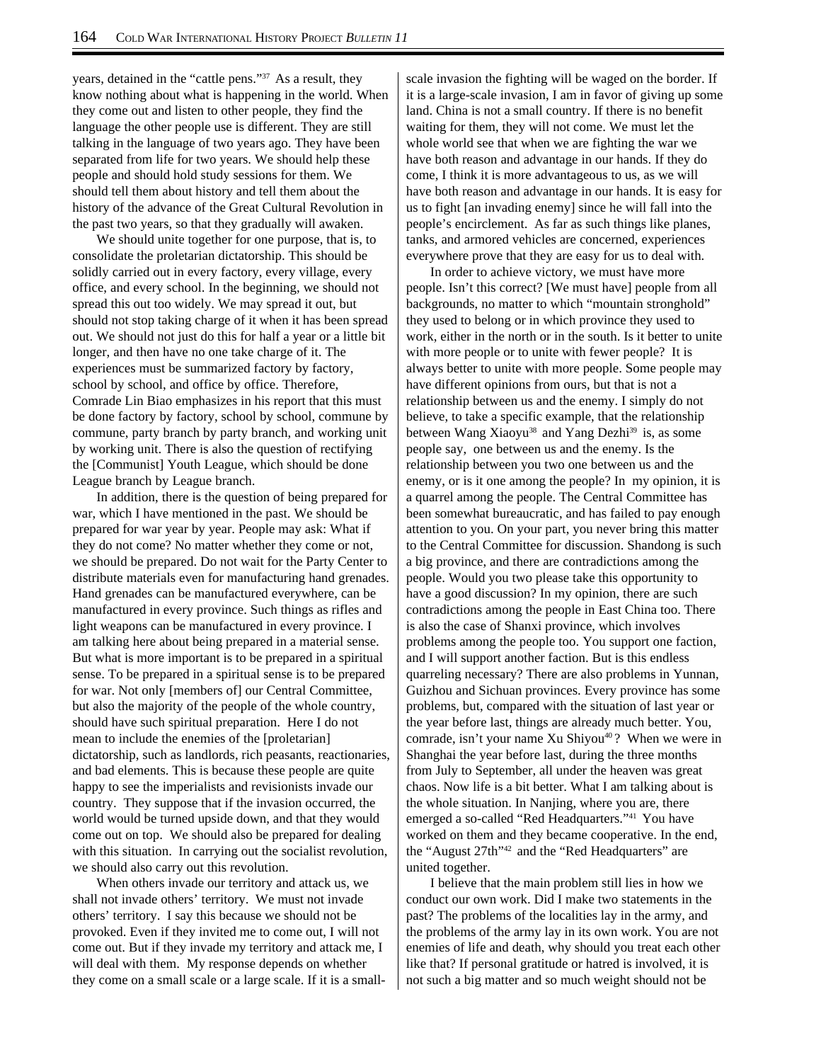years, detained in the "cattle pens."[37] As a result, they know nothing about what is happening in the world. When they come out and listen to other people, they find the language the other people use is different. They are still talking in the language of two years ago. They have been separated from life for two years. We should help these people and should hold study sessions for them. We should tell them about history and tell them about the history of the advance of the Great Cultural Revolution in the past two years, so that they gradually will awaken.

We should unite together for one purpose, that is, to consolidate the proletarian dictatorship. This should be solidly carried out in every factory, every village, every office, and every school. In the beginning, we should not spread this out too widely. We may spread it out, but should not stop taking charge of it when it has been spread out. We should not just do this for half a year or a little bit longer, and then have no one take charge of it. The experiences must be summarized factory by factory, school by school, and office by office. Therefore, Comrade Lin Biao emphasizes in his report that this must be done factory by factory, school by school, commune by commune, party branch by party branch, and working unit by working unit. There is also the question of rectifying the [Communist] Youth League, which should be done League branch by League branch.

In addition, there is the question of being prepared for war, which I have mentioned in the past. We should be prepared for war year by year. People may ask: What if they do not come? No matter whether they come or not, we should be prepared. Do not wait for the Party Center to distribute materials even for manufacturing hand grenades. Hand grenades can be manufactured everywhere, can be manufactured in every province. Such things as rifles and light weapons can be manufactured in every province. I am talking here about being prepared in a material sense. But what is more important is to be prepared in a spiritual sense. To be prepared in a spiritual sense is to be prepared for war. Not only [members of] our Central Committee, but also the majority of the people of the whole country, should have such spiritual preparation. Here I do not mean to include the enemies of the [proletarian] dictatorship, such as landlords, rich peasants, reactionaries, and bad elements. This is because these people are quite happy to see the imperialists and revisionists invade our country. They suppose that if the invasion occurred, the world would be turned upside down, and that they would come out on top. We should also be prepared for dealing with this situation. In carrying out the socialist revolution, we should also carry out this revolution.

When others invade our territory and attack us, we shall not invade others' territory. We must not invade others' territory. I say this because we should not be provoked. Even if they invited me to come out, I will not come out. But if they invade my territory and attack me, I will deal with them. My response depends on whether they come on a small scale or a large scale. If it is a small-scale invasion the fighting will be waged on the border. If it is a large-scale invasion, I am in favor of giving up some land. China is not a small country. If there is no benefit waiting for them, they will not come. We must let the whole world see that when we are fighting the war we have both reason and advantage in our hands. If they do come, I think it is more advantageous to us, as we will have both reason and advantage in our hands. It is easy for us to fight [an invading enemy] since he will fall into the people's encirclement. As far as such things like planes, tanks, and armored vehicles are concerned, experiences everywhere prove that they are easy for us to deal with.

In order to achieve victory, we must have more people. Isn't this correct? [We must have] people from all backgrounds, no matter to which "mountain stronghold" they used to belong or in which province they used to work, either in the north or in the south. Is it better to unite with more people or to unite with fewer people? It is always better to unite with more people. Some people may have different opinions from ours, but that is not a relationship between us and the enemy. I simply do not believe, to take a specific example, that the relationship between Wang Xiaoyu[38] and Yang Dezhi[39] is, as some people say, one between us and the enemy. Is the relationship between you two one between us and the enemy, or is it one among the people? In my opinion, it is a quarrel among the people. The Central Committee has been somewhat bureaucratic, and has failed to pay enough attention to you. On your part, you never bring this matter to the Central Committee for discussion. Shandong is such a big province, and there are contradictions among the people. Would you two please take this opportunity to have a good discussion? In my opinion, there are such contradictions among the people in East China too. There is also the case of Shanxi province, which involves problems among the people too. You support one faction, and I will support another faction. But is this endless quarreling necessary? There are also problems in Yunnan, Guizhou and Sichuan provinces. Every province has some problems, but, compared with the situation of last year or the year before last, things are already much better. You, comrade, isn't your name Xu Shiyou[40]? When we were in Shanghai the year before last, during the three months from July to September, all under the heaven was great chaos. Now life is a bit better. What I am talking about is the whole situation. In Nanjing, where you are, there emerged a so-called "Red Headquarters."[41] You have worked on them and they became cooperative. In the end, the "August 27th"[42] and the "Red Headquarters" are united together.

I believe that the main problem still lies in how we conduct our own work. Did I make two statements in the past? The problems of the localities lay in the army, and the problems of the army lay in its own work. You are not enemies of life and death, why should you treat each other like that? If personal gratitude or hatred is involved, it is not such a big matter and so much weight should not be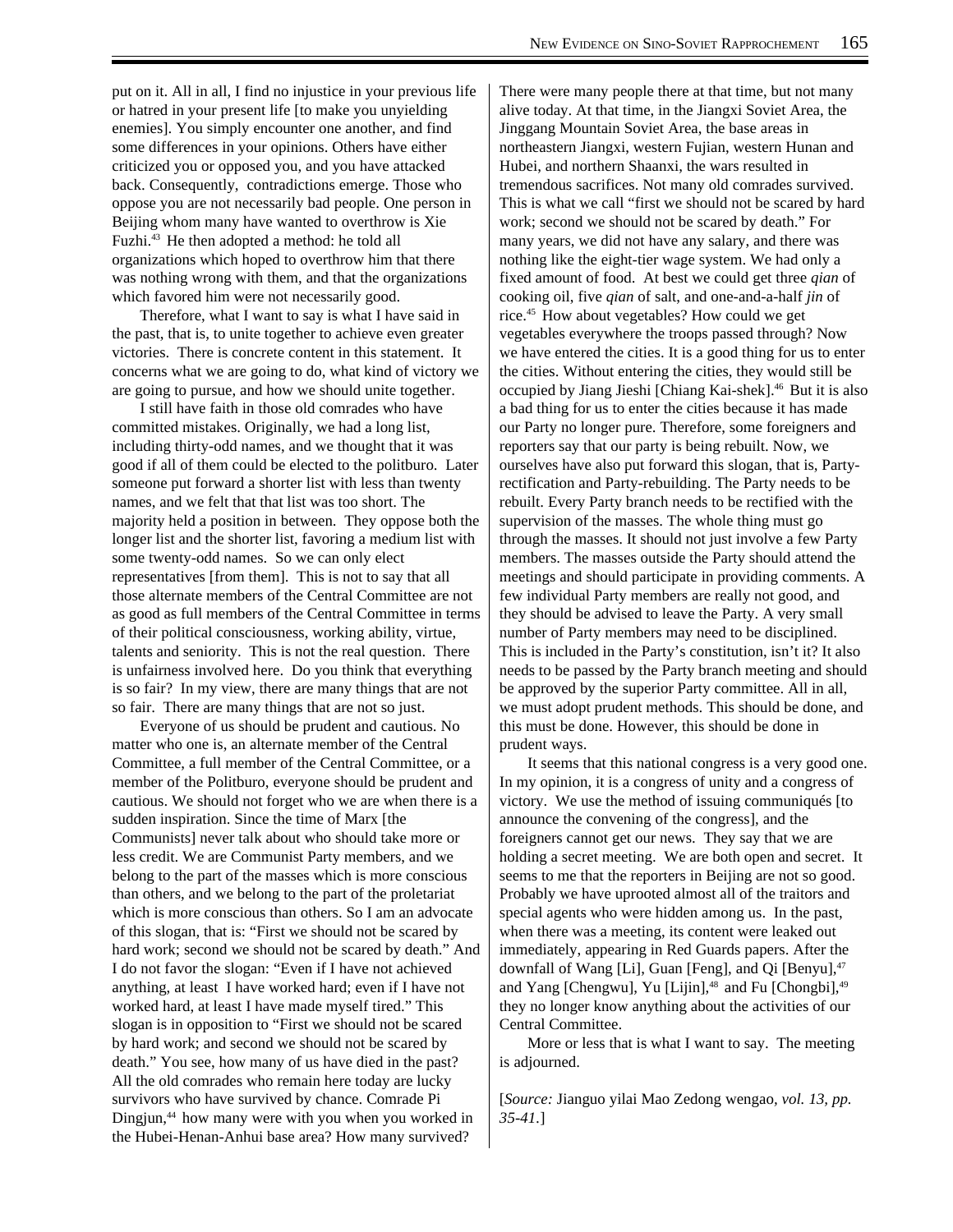put on it. All in all, I find no injustice in your previous life or hatred in your present life [to make you unyielding enemies]. You simply encounter one another, and find some differences in your opinions. Others have either criticized you or opposed you, and you have attacked back. Consequently, contradictions emerge. Those who oppose you are not necessarily bad people. One person in Beijing whom many have wanted to overthrow is Xie Fuzhi.[43] He then adopted a method: he told all organizations which hoped to overthrow him that there was nothing wrong with them, and that the organizations which favored him were not necessarily good.

Therefore, what I want to say is what I have said in the past, that is, to unite together to achieve even greater victories. There is concrete content in this statement. It concerns what we are going to do, what kind of victory we are going to pursue, and how we should unite together.

I still have faith in those old comrades who have committed mistakes. Originally, we had a long list, including thirty-odd names, and we thought that it was good if all of them could be elected to the politburo. Later someone put forward a shorter list with less than twenty names, and we felt that that list was too short. The majority held a position in between. They oppose both the longer list and the shorter list, favoring a medium list with some twenty-odd names. So we can only elect representatives [from them]. This is not to say that all those alternate members of the Central Committee are not as good as full members of the Central Committee in terms of their political consciousness, working ability, virtue, talents and seniority. This is not the real question. There is unfairness involved here. Do you think that everything is so fair? In my view, there are many things that are not so fair. There are many things that are not so just.

Everyone of us should be prudent and cautious. No matter who one is, an alternate member of the Central Committee, a full member of the Central Committee, or a member of the Politburo, everyone should be prudent and cautious. We should not forget who we are when there is a sudden inspiration. Since the time of Marx [the Communists] never talk about who should take more or less credit. We are Communist Party members, and we belong to the part of the masses which is more conscious than others, and we belong to the part of the proletariat which is more conscious than others. So I am an advocate of this slogan, that is: "First we should not be scared by hard work; second we should not be scared by death." And I do not favor the slogan: "Even if I have not achieved anything, at least I have worked hard; even if I have not worked hard, at least I have made myself tired." This slogan is in opposition to "First we should not be scared by hard work; and second we should not be scared by death." You see, how many of us have died in the past? All the old comrades who remain here today are lucky survivors who have survived by chance. Comrade Pi Dingjun,[44] how many were with you when you worked in the Hubei-Henan-Anhui base area? How many survived? There were many people there at that time, but not many alive today. At that time, in the Jiangxi Soviet Area, the Jinggang Mountain Soviet Area, the base areas in northeastern Jiangxi, western Fujian, western Hunan and Hubei, and northern Shaanxi, the wars resulted in tremendous sacrifices. Not many old comrades survived. This is what we call "first we should not be scared by hard work; second we should not be scared by death." For many years, we did not have any salary, and there was nothing like the eight-tier wage system. We had only a fixed amount of food. At best we could get three *qian* of cooking oil, five *qian* of salt, and one-and-a-half *jin* of rice.[45] How about vegetables? How could we get vegetables everywhere the troops passed through? Now we have entered the cities. It is a good thing for us to enter the cities. Without entering the cities, they would still be occupied by Jiang Jieshi [Chiang Kai-shek].[46] But it is also a bad thing for us to enter the cities because it has made our Party no longer pure. Therefore, some foreigners and reporters say that our party is being rebuilt. Now, we ourselves have also put forward this slogan, that is, Party-rectification and Party-rebuilding. The Party needs to be rebuilt. Every Party branch needs to be rectified with the supervision of the masses. The whole thing must go through the masses. It should not just involve a few Party members. The masses outside the Party should attend the meetings and should participate in providing comments. A few individual Party members are really not good, and they should be advised to leave the Party. A very small number of Party members may need to be disciplined. This is included in the Party's constitution, isn't it? It also needs to be passed by the Party branch meeting and should be approved by the superior Party committee. All in all, we must adopt prudent methods. This should be done, and this must be done. However, this should be done in prudent ways.

It seems that this national congress is a very good one. In my opinion, it is a congress of unity and a congress of victory. We use the method of issuing communiqués [to announce the convening of the congress], and the foreigners cannot get our news. They say that we are holding a secret meeting. We are both open and secret. It seems to me that the reporters in Beijing are not so good. Probably we have uprooted almost all of the traitors and special agents who were hidden among us. In the past, when there was a meeting, its content were leaked out immediately, appearing in Red Guards papers. After the downfall of Wang [Li], Guan [Feng], and Qi [Benyu],[47] and Yang [Chengwu], Yu [Lijin],[48] and Fu [Chongbi],[49] they no longer know anything about the activities of our Central Committee.

More or less that is what I want to say. The meeting is adjourned.

[*Source:* Jianguo yilai Mao Zedong wengao, *vol. 13, pp. 35-41.*]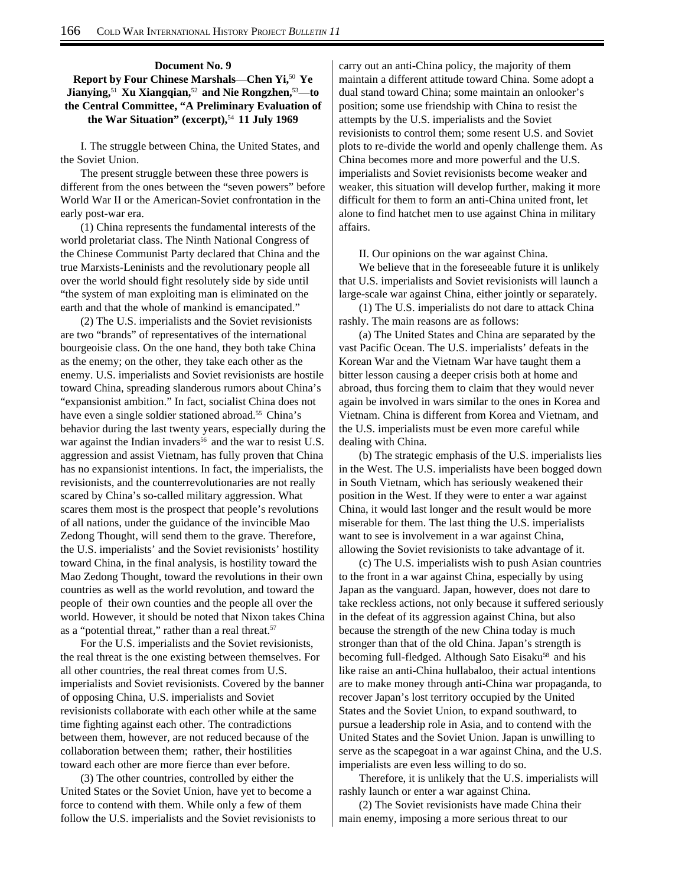**Document No. 9**

**Report by Four Chinese Marshals—Chen Yi,[50] Ye Jianying,[51] Xu Xiangqian,[52] and Nie Rongzhen,[53]—to the Central Committee, "A Preliminary Evaluation of the War Situation" (excerpt),[54] 11 July 1969**

I. The struggle between China, the United States, and the Soviet Union.

The present struggle between these three powers is different from the ones between the "seven powers" before World War II or the American-Soviet confrontation in the early post-war era.

(1) China represents the fundamental interests of the world proletariat class. The Ninth National Congress of the Chinese Communist Party declared that China and the true Marxists-Leninists and the revolutionary people all over the world should fight resolutely side by side until "the system of man exploiting man is eliminated on the earth and that the whole of mankind is emancipated."

(2) The U.S. imperialists and the Soviet revisionists are two "brands" of representatives of the international bourgeoisie class. On the one hand, they both take China as the enemy; on the other, they take each other as the enemy. U.S. imperialists and Soviet revisionists are hostile toward China, spreading slanderous rumors about China's "expansionist ambition." In fact, socialist China does not have even a single soldier stationed abroad.[55] China's behavior during the last twenty years, especially during the war against the Indian invaders[56] and the war to resist U.S. aggression and assist Vietnam, has fully proven that China has no expansionist intentions. In fact, the imperialists, the revisionists, and the counterrevolutionaries are not really scared by China's so-called military aggression. What scares them most is the prospect that people's revolutions of all nations, under the guidance of the invincible Mao Zedong Thought, will send them to the grave. Therefore, the U.S. imperialists' and the Soviet revisionists' hostility toward China, in the final analysis, is hostility toward the Mao Zedong Thought, toward the revolutions in their own countries as well as the world revolution, and toward the people of their own counties and the people all over the world. However, it should be noted that Nixon takes China as a "potential threat," rather than a real threat.[57]

For the U.S. imperialists and the Soviet revisionists, the real threat is the one existing between themselves. For all other countries, the real threat comes from U.S. imperialists and Soviet revisionists. Covered by the banner of opposing China, U.S. imperialists and Soviet revisionists collaborate with each other while at the same time fighting against each other. The contradictions between them, however, are not reduced because of the collaboration between them; rather, their hostilities toward each other are more fierce than ever before.

(3) The other countries, controlled by either the United States or the Soviet Union, have yet to become a force to contend with them. While only a few of them follow the U.S. imperialists and the Soviet revisionists to carry out an anti-China policy, the majority of them maintain a different attitude toward China. Some adopt a dual stand toward China; some maintain an onlooker's position; some use friendship with China to resist the attempts by the U.S. imperialists and the Soviet revisionists to control them; some resent U.S. and Soviet plots to re-divide the world and openly challenge them. As China becomes more and more powerful and the U.S. imperialists and Soviet revisionists become weaker and weaker, this situation will develop further, making it more difficult for them to form an anti-China united front, let alone to find hatchet men to use against China in military affairs.

II. Our opinions on the war against China.

We believe that in the foreseeable future it is unlikely that U.S. imperialists and Soviet revisionists will launch a large-scale war against China, either jointly or separately.

(1) The U.S. imperialists do not dare to attack China rashly. The main reasons are as follows:

(a) The United States and China are separated by the vast Pacific Ocean. The U.S. imperialists' defeats in the Korean War and the Vietnam War have taught them a bitter lesson causing a deeper crisis both at home and abroad, thus forcing them to claim that they would never again be involved in wars similar to the ones in Korea and Vietnam. China is different from Korea and Vietnam, and the U.S. imperialists must be even more careful while dealing with China.

(b) The strategic emphasis of the U.S. imperialists lies in the West. The U.S. imperialists have been bogged down in South Vietnam, which has seriously weakened their position in the West. If they were to enter a war against China, it would last longer and the result would be more miserable for them. The last thing the U.S. imperialists want to see is involvement in a war against China, allowing the Soviet revisionists to take advantage of it.

(c) The U.S. imperialists wish to push Asian countries to the front in a war against China, especially by using Japan as the vanguard. Japan, however, does not dare to take reckless actions, not only because it suffered seriously in the defeat of its aggression against China, but also because the strength of the new China today is much stronger than that of the old China. Japan's strength is becoming full-fledged. Although Sato Eisaku[58] and his like raise an anti-China hullabaloo, their actual intentions are to make money through anti-China war propaganda, to recover Japan's lost territory occupied by the United States and the Soviet Union, to expand southward, to pursue a leadership role in Asia, and to contend with the United States and the Soviet Union. Japan is unwilling to serve as the scapegoat in a war against China, and the U.S. imperialists are even less willing to do so.

Therefore, it is unlikely that the U.S. imperialists will rashly launch or enter a war against China.

(2) The Soviet revisionists have made China their main enemy, imposing a more serious threat to our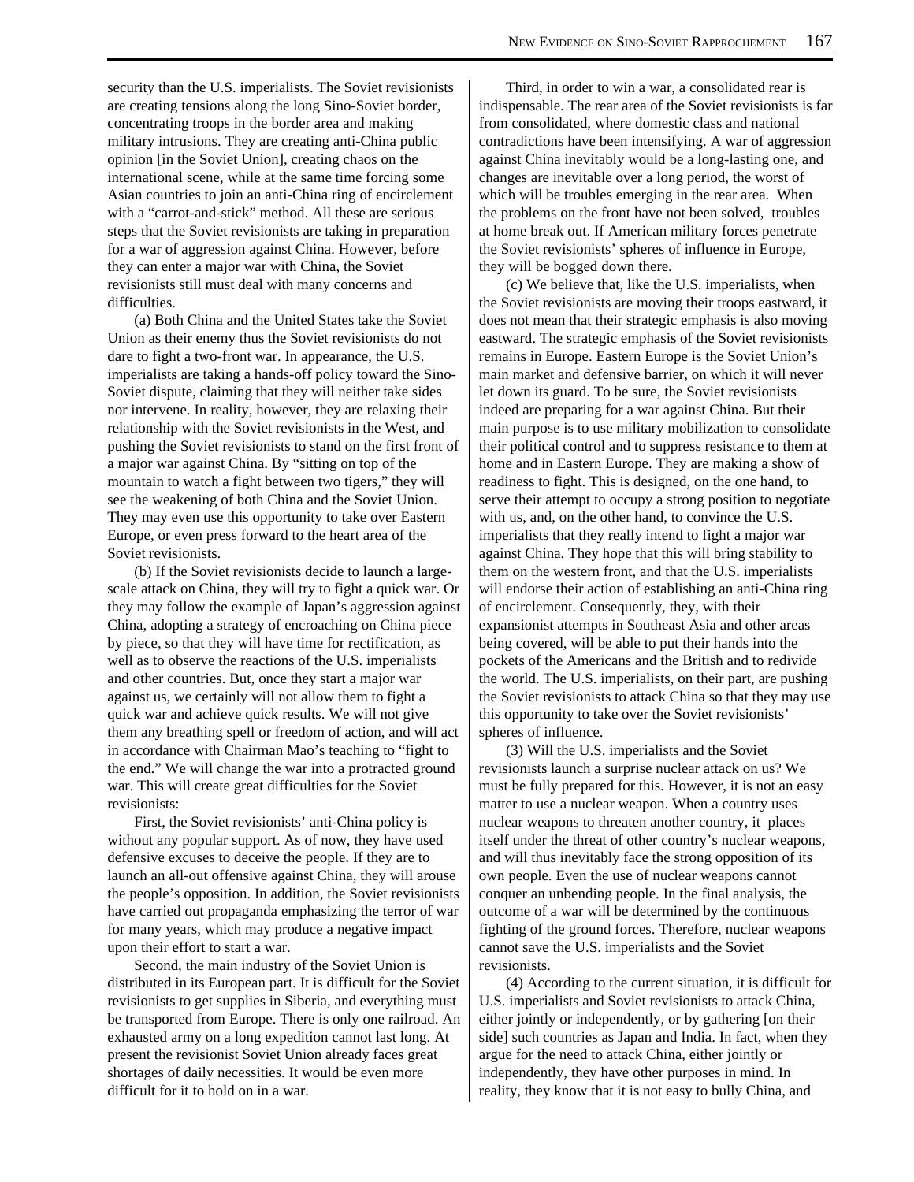security than the U.S. imperialists. The Soviet revisionists are creating tensions along the long Sino-Soviet border, concentrating troops in the border area and making military intrusions. They are creating anti-China public opinion [in the Soviet Union], creating chaos on the international scene, while at the same time forcing some Asian countries to join an anti-China ring of encirclement with a "carrot-and-stick" method. All these are serious steps that the Soviet revisionists are taking in preparation for a war of aggression against China. However, before they can enter a major war with China, the Soviet revisionists still must deal with many concerns and difficulties.

(a) Both China and the United States take the Soviet Union as their enemy thus the Soviet revisionists do not dare to fight a two-front war. In appearance, the U.S. imperialists are taking a hands-off policy toward the Sino-Soviet dispute, claiming that they will neither take sides nor intervene. In reality, however, they are relaxing their relationship with the Soviet revisionists in the West, and pushing the Soviet revisionists to stand on the first front of a major war against China. By "sitting on top of the mountain to watch a fight between two tigers," they will see the weakening of both China and the Soviet Union. They may even use this opportunity to take over Eastern Europe, or even press forward to the heart area of the Soviet revisionists.

(b) If the Soviet revisionists decide to launch a large-scale attack on China, they will try to fight a quick war. Or they may follow the example of Japan's aggression against China, adopting a strategy of encroaching on China piece by piece, so that they will have time for rectification, as well as to observe the reactions of the U.S. imperialists and other countries. But, once they start a major war against us, we certainly will not allow them to fight a quick war and achieve quick results. We will not give them any breathing spell or freedom of action, and will act in accordance with Chairman Mao's teaching to "fight to the end." We will change the war into a protracted ground war. This will create great difficulties for the Soviet revisionists:

First, the Soviet revisionists' anti-China policy is without any popular support. As of now, they have used defensive excuses to deceive the people. If they are to launch an all-out offensive against China, they will arouse the people's opposition. In addition, the Soviet revisionists have carried out propaganda emphasizing the terror of war for many years, which may produce a negative impact upon their effort to start a war.

Second, the main industry of the Soviet Union is distributed in its European part. It is difficult for the Soviet revisionists to get supplies in Siberia, and everything must be transported from Europe. There is only one railroad. An exhausted army on a long expedition cannot last long. At present the revisionist Soviet Union already faces great shortages of daily necessities. It would be even more difficult for it to hold on in a war.

Third, in order to win a war, a consolidated rear is indispensable. The rear area of the Soviet revisionists is far from consolidated, where domestic class and national contradictions have been intensifying. A war of aggression against China inevitably would be a long-lasting one, and changes are inevitable over a long period, the worst of which will be troubles emerging in the rear area. When the problems on the front have not been solved, troubles at home break out. If American military forces penetrate the Soviet revisionists' spheres of influence in Europe, they will be bogged down there.

(c) We believe that, like the U.S. imperialists, when the Soviet revisionists are moving their troops eastward, it does not mean that their strategic emphasis is also moving eastward. The strategic emphasis of the Soviet revisionists remains in Europe. Eastern Europe is the Soviet Union's main market and defensive barrier, on which it will never let down its guard. To be sure, the Soviet revisionists indeed are preparing for a war against China. But their main purpose is to use military mobilization to consolidate their political control and to suppress resistance to them at home and in Eastern Europe. They are making a show of readiness to fight. This is designed, on the one hand, to serve their attempt to occupy a strong position to negotiate with us, and, on the other hand, to convince the U.S. imperialists that they really intend to fight a major war against China. They hope that this will bring stability to them on the western front, and that the U.S. imperialists will endorse their action of establishing an anti-China ring of encirclement. Consequently, they, with their expansionist attempts in Southeast Asia and other areas being covered, will be able to put their hands into the pockets of the Americans and the British and to redivide the world. The U.S. imperialists, on their part, are pushing the Soviet revisionists to attack China so that they may use this opportunity to take over the Soviet revisionists' spheres of influence.

(3) Will the U.S. imperialists and the Soviet revisionists launch a surprise nuclear attack on us? We must be fully prepared for this. However, it is not an easy matter to use a nuclear weapon. When a country uses nuclear weapons to threaten another country, it places itself under the threat of other country's nuclear weapons, and will thus inevitably face the strong opposition of its own people. Even the use of nuclear weapons cannot conquer an unbending people. In the final analysis, the outcome of a war will be determined by the continuous fighting of the ground forces. Therefore, nuclear weapons cannot save the U.S. imperialists and the Soviet revisionists.

(4) According to the current situation, it is difficult for U.S. imperialists and Soviet revisionists to attack China, either jointly or independently, or by gathering [on their side] such countries as Japan and India. In fact, when they argue for the need to attack China, either jointly or independently, they have other purposes in mind. In reality, they know that it is not easy to bully China, and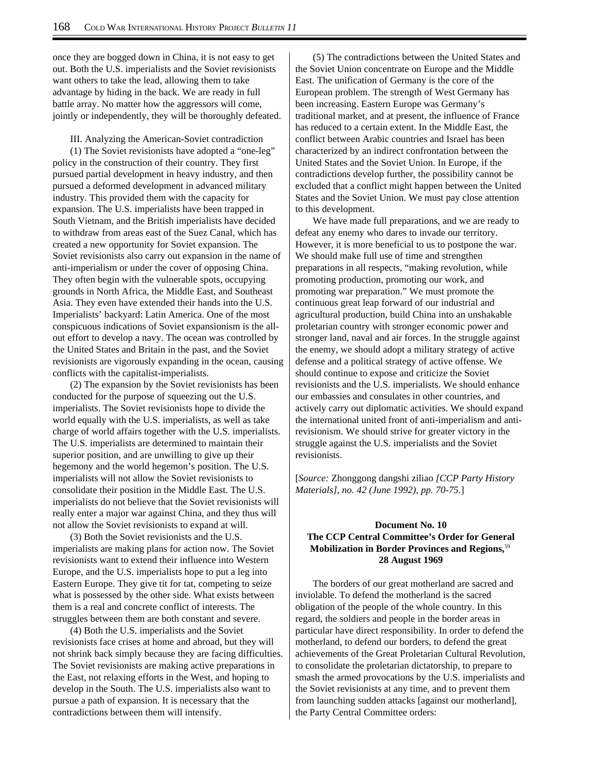once they are bogged down in China, it is not easy to get out. Both the U.S. imperialists and the Soviet revisionists want others to take the lead, allowing them to take advantage by hiding in the back. We are ready in full battle array. No matter how the aggressors will come, jointly or independently, they will be thoroughly defeated.

III. Analyzing the American-Soviet contradiction

(1) The Soviet revisionists have adopted a "one-leg" policy in the construction of their country. They first pursued partial development in heavy industry, and then pursued a deformed development in advanced military industry. This provided them with the capacity for expansion. The U.S. imperialists have been trapped in South Vietnam, and the British imperialists have decided to withdraw from areas east of the Suez Canal, which has created a new opportunity for Soviet expansion. The Soviet revisionists also carry out expansion in the name of anti-imperialism or under the cover of opposing China. They often begin with the vulnerable spots, occupying grounds in North Africa, the Middle East, and Southeast Asia. They even have extended their hands into the U.S. Imperialists' backyard: Latin America. One of the most conspicuous indications of Soviet expansionism is the all-out effort to develop a navy. The ocean was controlled by the United States and Britain in the past, and the Soviet revisionists are vigorously expanding in the ocean, causing conflicts with the capitalist-imperialists.

(2) The expansion by the Soviet revisionists has been conducted for the purpose of squeezing out the U.S. imperialists. The Soviet revisionists hope to divide the world equally with the U.S. imperialists, as well as take charge of world affairs together with the U.S. imperialists. The U.S. imperialists are determined to maintain their superior position, and are unwilling to give up their hegemony and the world hegemon's position. The U.S. imperialists will not allow the Soviet revisionists to consolidate their position in the Middle East. The U.S. imperialists do not believe that the Soviet revisionists will really enter a major war against China, and they thus will not allow the Soviet revisionists to expand at will.

(3) Both the Soviet revisionists and the U.S. imperialists are making plans for action now. The Soviet revisionists want to extend their influence into Western Europe, and the U.S. imperialists hope to put a leg into Eastern Europe. They give tit for tat, competing to seize what is possessed by the other side. What exists between them is a real and concrete conflict of interests. The struggles between them are both constant and severe.

(4) Both the U.S. imperialists and the Soviet revisionists face crises at home and abroad, but they will not shrink back simply because they are facing difficulties. The Soviet revisionists are making active preparations in the East, not relaxing efforts in the West, and hoping to develop in the South. The U.S. imperialists also want to pursue a path of expansion. It is necessary that the contradictions between them will intensify.

(5) The contradictions between the United States and the Soviet Union concentrate on Europe and the Middle East. The unification of Germany is the core of the European problem. The strength of West Germany has been increasing. Eastern Europe was Germany's traditional market, and at present, the influence of France has reduced to a certain extent. In the Middle East, the conflict between Arabic countries and Israel has been characterized by an indirect confrontation between the United States and the Soviet Union. In Europe, if the contradictions develop further, the possibility cannot be excluded that a conflict might happen between the United States and the Soviet Union. We must pay close attention to this development.

We have made full preparations, and we are ready to defeat any enemy who dares to invade our territory. However, it is more beneficial to us to postpone the war. We should make full use of time and strengthen preparations in all respects, "making revolution, while promoting production, promoting our work, and promoting war preparation." We must promote the continuous great leap forward of our industrial and agricultural production, build China into an unshakable proletarian country with stronger economic power and stronger land, naval and air forces. In the struggle against the enemy, we should adopt a military strategy of active defense and a political strategy of active offense. We should continue to expose and criticize the Soviet revisionists and the U.S. imperialists. We should enhance our embassies and consulates in other countries, and actively carry out diplomatic activities. We should expand the international united front of anti-imperialism and anti-revisionism. We should strive for greater victory in the struggle against the U.S. imperialists and the Soviet revisionists.

[*Source:* Zhonggong dangshi ziliao *[CCP Party History Materials], no. 42 (June 1992), pp. 70-75.*]

### Document No. 10
### The CCP Central Committee's Order for General Mobilization in Border Provinces and Regions,[59] 28 August 1969

The borders of our great motherland are sacred and inviolable. To defend the motherland is the sacred obligation of the people of the whole country. In this regard, the soldiers and people in the border areas in particular have direct responsibility. In order to defend the motherland, to defend our borders, to defend the great achievements of the Great Proletarian Cultural Revolution, to consolidate the proletarian dictatorship, to prepare to smash the armed provocations by the U.S. imperialists and the Soviet revisionists at any time, and to prevent them from launching sudden attacks [against our motherland], the Party Central Committee orders: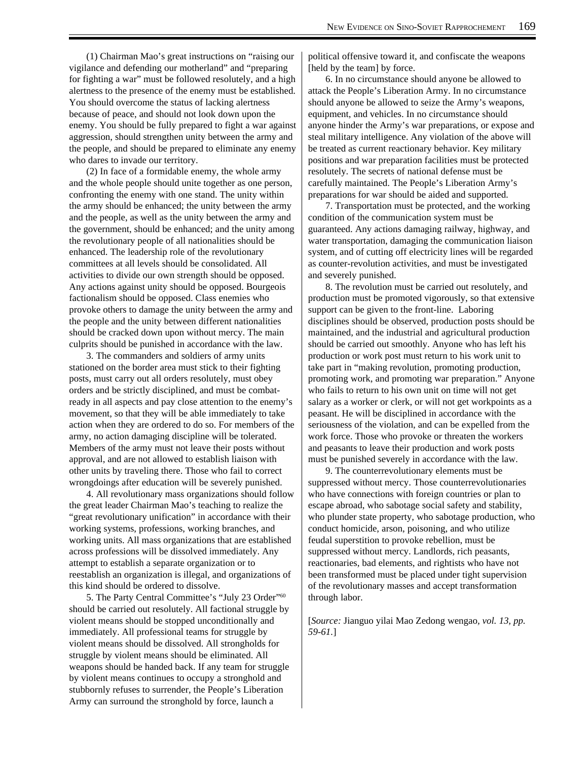(1) Chairman Mao's great instructions on "raising our vigilance and defending our motherland" and "preparing for fighting a war" must be followed resolutely, and a high alertness to the presence of the enemy must be established. You should overcome the status of lacking alertness because of peace, and should not look down upon the enemy. You should be fully prepared to fight a war against aggression, should strengthen unity between the army and the people, and should be prepared to eliminate any enemy who dares to invade our territory.

(2) In face of a formidable enemy, the whole army and the whole people should unite together as one person, confronting the enemy with one stand. The unity within the army should be enhanced; the unity between the army and the people, as well as the unity between the army and the government, should be enhanced; and the unity among the revolutionary people of all nationalities should be enhanced. The leadership role of the revolutionary committees at all levels should be consolidated. All activities to divide our own strength should be opposed. Any actions against unity should be opposed. Bourgeois factionalism should be opposed. Class enemies who provoke others to damage the unity between the army and the people and the unity between different nationalities should be cracked down upon without mercy. The main culprits should be punished in accordance with the law.

3. The commanders and soldiers of army units stationed on the border area must stick to their fighting posts, must carry out all orders resolutely, must obey orders and be strictly disciplined, and must be combat-ready in all aspects and pay close attention to the enemy's movement, so that they will be able immediately to take action when they are ordered to do so. For members of the army, no action damaging discipline will be tolerated. Members of the army must not leave their posts without approval, and are not allowed to establish liaison with other units by traveling there. Those who fail to correct wrongdoings after education will be severely punished.

4. All revolutionary mass organizations should follow the great leader Chairman Mao's teaching to realize the "great revolutionary unification" in accordance with their working systems, professions, working branches, and working units. All mass organizations that are established across professions will be dissolved immediately. Any attempt to establish a separate organization or to reestablish an organization is illegal, and organizations of this kind should be ordered to dissolve.

5. The Party Central Committee's "July 23 Order"[60] should be carried out resolutely. All factional struggle by violent means should be stopped unconditionally and immediately. All professional teams for struggle by violent means should be dissolved. All strongholds for struggle by violent means should be eliminated. All weapons should be handed back. If any team for struggle by violent means continues to occupy a stronghold and stubbornly refuses to surrender, the People's Liberation Army can surround the stronghold by force, launch a political offensive toward it, and confiscate the weapons [held by the team] by force.

6. In no circumstance should anyone be allowed to attack the People's Liberation Army. In no circumstance should anyone be allowed to seize the Army's weapons, equipment, and vehicles. In no circumstance should anyone hinder the Army's war preparations, or expose and steal military intelligence. Any violation of the above will be treated as current reactionary behavior. Key military positions and war preparation facilities must be protected resolutely. The secrets of national defense must be carefully maintained. The People's Liberation Army's preparations for war should be aided and supported.

7. Transportation must be protected, and the working condition of the communication system must be guaranteed. Any actions damaging railway, highway, and water transportation, damaging the communication liaison system, and of cutting off electricity lines will be regarded as counter-revolution activities, and must be investigated and severely punished.

8. The revolution must be carried out resolutely, and production must be promoted vigorously, so that extensive support can be given to the front-line. Laboring disciplines should be observed, production posts should be maintained, and the industrial and agricultural production should be carried out smoothly. Anyone who has left his production or work post must return to his work unit to take part in "making revolution, promoting production, promoting work, and promoting war preparation." Anyone who fails to return to his own unit on time will not get salary as a worker or clerk, or will not get workpoints as a peasant. He will be disciplined in accordance with the seriousness of the violation, and can be expelled from the work force. Those who provoke or threaten the workers and peasants to leave their production and work posts must be punished severely in accordance with the law.

9. The counterrevolutionary elements must be suppressed without mercy. Those counterrevolutionaries who have connections with foreign countries or plan to escape abroad, who sabotage social safety and stability, who plunder state property, who sabotage production, who conduct homicide, arson, poisoning, and who utilize feudal superstition to provoke rebellion, must be suppressed without mercy. Landlords, rich peasants, reactionaries, bad elements, and rightists who have not been transformed must be placed under tight supervision of the revolutionary masses and accept transformation through labor.

[*Source:* Jianguo yilai Mao Zedong wengao, *vol. 13, pp. 59-61.*]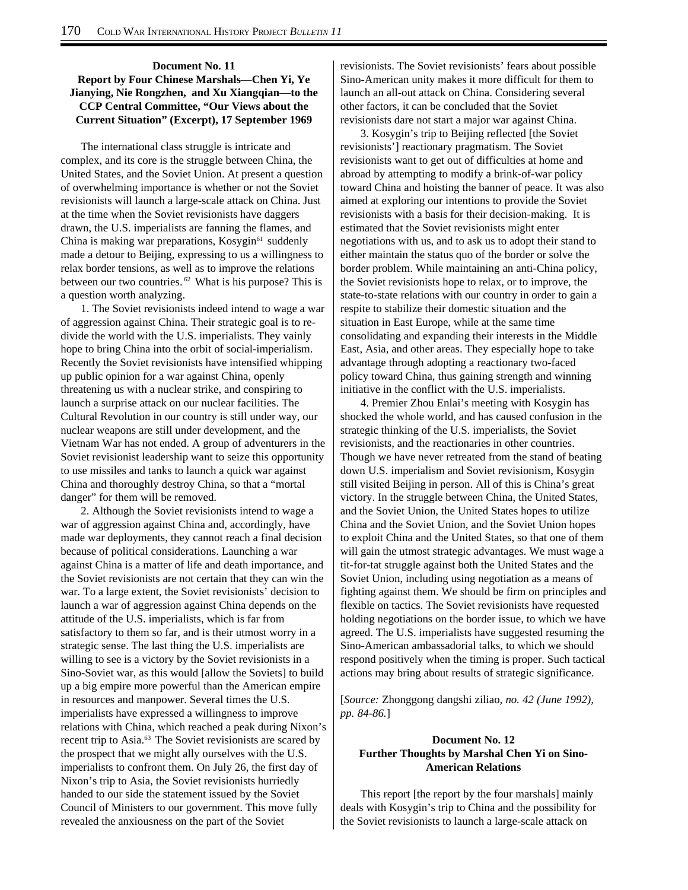**Document No. 11**
**Report by Four Chinese Marshals—Chen Yi, Ye Jianying, Nie Rongzhen, and Xu Xiangqian—to the CCP Central Committee, "Our Views about the Current Situation" (Excerpt), 17 September 1969**

The international class struggle is intricate and complex, and its core is the struggle between China, the United States, and the Soviet Union. At present a question of overwhelming importance is whether or not the Soviet revisionists will launch a large-scale attack on China. Just at the time when the Soviet revisionists have daggers drawn, the U.S. imperialists are fanning the flames, and China is making war preparations, Kosygin[61] suddenly made a detour to Beijing, expressing to us a willingness to relax border tensions, as well as to improve the relations between our two countries.[62] What is his purpose? This is a question worth analyzing.

1. The Soviet revisionists indeed intend to wage a war of aggression against China. Their strategic goal is to re-divide the world with the U.S. imperialists. They vainly hope to bring China into the orbit of social-imperialism. Recently the Soviet revisionists have intensified whipping up public opinion for a war against China, openly threatening us with a nuclear strike, and conspiring to launch a surprise attack on our nuclear facilities. The Cultural Revolution in our country is still under way, our nuclear weapons are still under development, and the Vietnam War has not ended. A group of adventurers in the Soviet revisionist leadership want to seize this opportunity to use missiles and tanks to launch a quick war against China and thoroughly destroy China, so that a "mortal danger" for them will be removed.

2. Although the Soviet revisionists intend to wage a war of aggression against China and, accordingly, have made war deployments, they cannot reach a final decision because of political considerations. Launching a war against China is a matter of life and death importance, and the Soviet revisionists are not certain that they can win the war. To a large extent, the Soviet revisionists' decision to launch a war of aggression against China depends on the attitude of the U.S. imperialists, which is far from satisfactory to them so far, and is their utmost worry in a strategic sense. The last thing the U.S. imperialists are willing to see is a victory by the Soviet revisionists in a Sino-Soviet war, as this would [allow the Soviets] to build up a big empire more powerful than the American empire in resources and manpower. Several times the U.S. imperialists have expressed a willingness to improve relations with China, which reached a peak during Nixon's recent trip to Asia.[63] The Soviet revisionists are scared by the prospect that we might ally ourselves with the U.S. imperialists to confront them. On July 26, the first day of Nixon's trip to Asia, the Soviet revisionists hurriedly handed to our side the statement issued by the Soviet Council of Ministers to our government. This move fully revealed the anxiousness on the part of the Soviet revisionists. The Soviet revisionists' fears about possible Sino-American unity makes it more difficult for them to launch an all-out attack on China. Considering several other factors, it can be concluded that the Soviet revisionists dare not start a major war against China.

3. Kosygin's trip to Beijing reflected [the Soviet revisionists'] reactionary pragmatism. The Soviet revisionists want to get out of difficulties at home and abroad by attempting to modify a brink-of-war policy toward China and hoisting the banner of peace. It was also aimed at exploring our intentions to provide the Soviet revisionists with a basis for their decision-making. It is estimated that the Soviet revisionists might enter negotiations with us, and to ask us to adopt their stand to either maintain the status quo of the border or solve the border problem. While maintaining an anti-China policy, the Soviet revisionists hope to relax, or to improve, the state-to-state relations with our country in order to gain a respite to stabilize their domestic situation and the situation in East Europe, while at the same time consolidating and expanding their interests in the Middle East, Asia, and other areas. They especially hope to take advantage through adopting a reactionary two-faced policy toward China, thus gaining strength and winning initiative in the conflict with the U.S. imperialists.

4. Premier Zhou Enlai's meeting with Kosygin has shocked the whole world, and has caused confusion in the strategic thinking of the U.S. imperialists, the Soviet revisionists, and the reactionaries in other countries. Though we have never retreated from the stand of beating down U.S. imperialism and Soviet revisionism, Kosygin still visited Beijing in person. All of this is China's great victory. In the struggle between China, the United States, and the Soviet Union, the United States hopes to utilize China and the Soviet Union, and the Soviet Union hopes to exploit China and the United States, so that one of them will gain the utmost strategic advantages. We must wage a tit-for-tat struggle against both the United States and the Soviet Union, including using negotiation as a means of fighting against them. We should be firm on principles and flexible on tactics. The Soviet revisionists have requested holding negotiations on the border issue, to which we have agreed. The U.S. imperialists have suggested resuming the Sino-American ambassadorial talks, to which we should respond positively when the timing is proper. Such tactical actions may bring about results of strategic significance.

[*Source:* Zhonggong dangshi ziliao, *no. 42 (June 1992), pp. 84-86.*]

**Document No. 12**
**Further Thoughts by Marshal Chen Yi on Sino-American Relations**

This report [the report by the four marshals] mainly deals with Kosygin's trip to China and the possibility for the Soviet revisionists to launch a large-scale attack on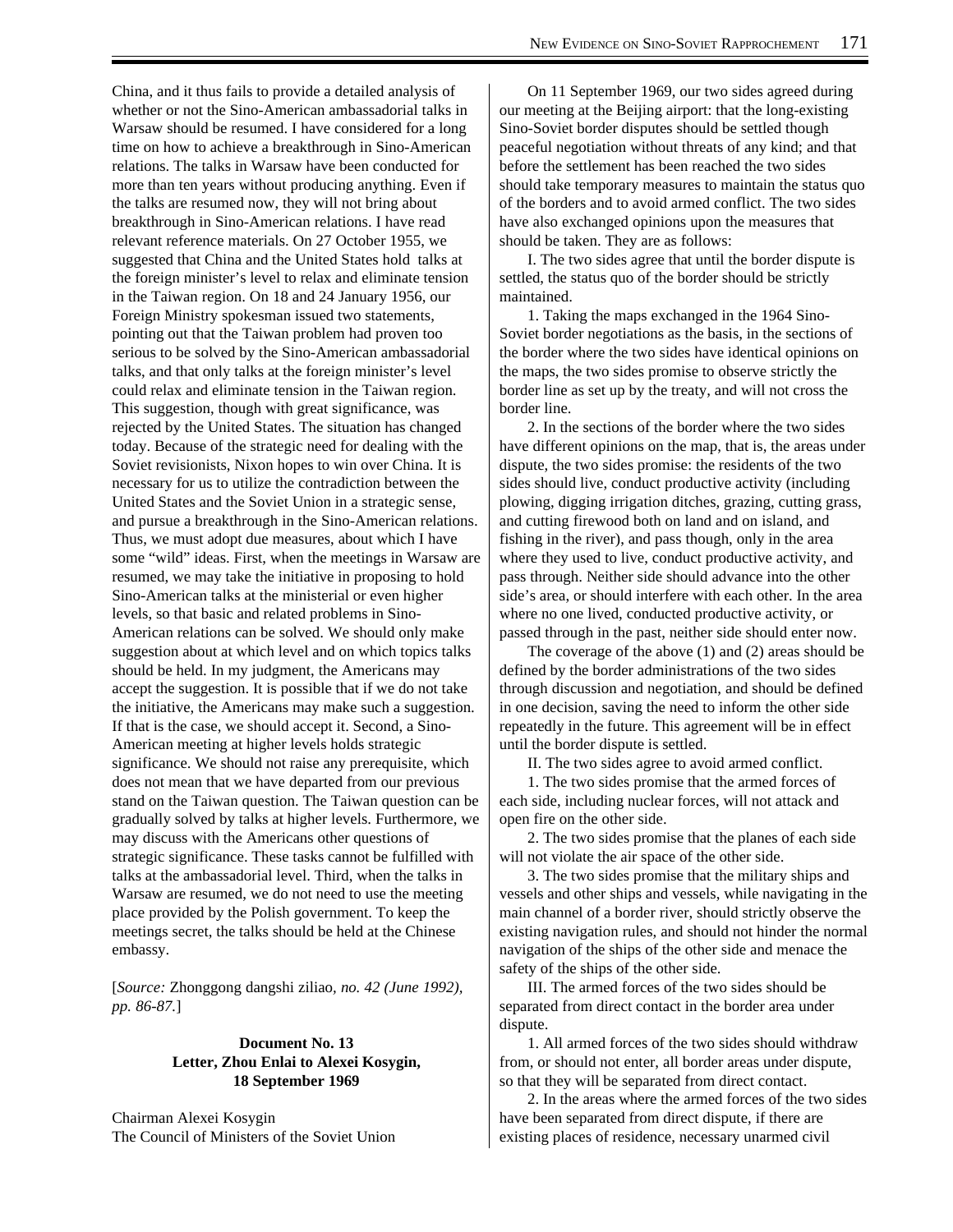China, and it thus fails to provide a detailed analysis of whether or not the Sino-American ambassadorial talks in Warsaw should be resumed. I have considered for a long time on how to achieve a breakthrough in Sino-American relations. The talks in Warsaw have been conducted for more than ten years without producing anything. Even if the talks are resumed now, they will not bring about breakthrough in Sino-American relations. I have read relevant reference materials. On 27 October 1955, we suggested that China and the United States hold talks at the foreign minister's level to relax and eliminate tension in the Taiwan region. On 18 and 24 January 1956, our Foreign Ministry spokesman issued two statements, pointing out that the Taiwan problem had proven too serious to be solved by the Sino-American ambassadorial talks, and that only talks at the foreign minister's level could relax and eliminate tension in the Taiwan region. This suggestion, though with great significance, was rejected by the United States. The situation has changed today. Because of the strategic need for dealing with the Soviet revisionists, Nixon hopes to win over China. It is necessary for us to utilize the contradiction between the United States and the Soviet Union in a strategic sense, and pursue a breakthrough in the Sino-American relations. Thus, we must adopt due measures, about which I have some "wild" ideas. First, when the meetings in Warsaw are resumed, we may take the initiative in proposing to hold Sino-American talks at the ministerial or even higher levels, so that basic and related problems in Sino-American relations can be solved. We should only make suggestion about at which level and on which topics talks should be held. In my judgment, the Americans may accept the suggestion. It is possible that if we do not take the initiative, the Americans may make such a suggestion. If that is the case, we should accept it. Second, a Sino-American meeting at higher levels holds strategic significance. We should not raise any prerequisite, which does not mean that we have departed from our previous stand on the Taiwan question. The Taiwan question can be gradually solved by talks at higher levels. Furthermore, we may discuss with the Americans other questions of strategic significance. These tasks cannot be fulfilled with talks at the ambassadorial level. Third, when the talks in Warsaw are resumed, we do not need to use the meeting place provided by the Polish government. To keep the meetings secret, the talks should be held at the Chinese embassy.

[*Source:* Zhonggong dangshi ziliao*, no. 42 (June 1992), pp. 86-87.*]

**Document No. 13**
**Letter, Zhou Enlai to Alexei Kosygin,**
**18 September 1969**

Chairman Alexei Kosygin
The Council of Ministers of the Soviet Union

On 11 September 1969, our two sides agreed during our meeting at the Beijing airport: that the long-existing Sino-Soviet border disputes should be settled though peaceful negotiation without threats of any kind; and that before the settlement has been reached the two sides should take temporary measures to maintain the status quo of the borders and to avoid armed conflict. The two sides have also exchanged opinions upon the measures that should be taken. They are as follows:

I. The two sides agree that until the border dispute is settled, the status quo of the border should be strictly maintained.

1. Taking the maps exchanged in the 1964 Sino-Soviet border negotiations as the basis, in the sections of the border where the two sides have identical opinions on the maps, the two sides promise to observe strictly the border line as set up by the treaty, and will not cross the border line.

2. In the sections of the border where the two sides have different opinions on the map, that is, the areas under dispute, the two sides promise: the residents of the two sides should live, conduct productive activity (including plowing, digging irrigation ditches, grazing, cutting grass, and cutting firewood both on land and on island, and fishing in the river), and pass though, only in the area where they used to live, conduct productive activity, and pass through. Neither side should advance into the other side's area, or should interfere with each other. In the area where no one lived, conducted productive activity, or passed through in the past, neither side should enter now.

The coverage of the above (1) and (2) areas should be defined by the border administrations of the two sides through discussion and negotiation, and should be defined in one decision, saving the need to inform the other side repeatedly in the future. This agreement will be in effect until the border dispute is settled.

II. The two sides agree to avoid armed conflict.

1. The two sides promise that the armed forces of each side, including nuclear forces, will not attack and open fire on the other side.

2. The two sides promise that the planes of each side will not violate the air space of the other side.

3. The two sides promise that the military ships and vessels and other ships and vessels, while navigating in the main channel of a border river, should strictly observe the existing navigation rules, and should not hinder the normal navigation of the ships of the other side and menace the safety of the ships of the other side.

III. The armed forces of the two sides should be separated from direct contact in the border area under dispute.

1. All armed forces of the two sides should withdraw from, or should not enter, all border areas under dispute, so that they will be separated from direct contact.

2. In the areas where the armed forces of the two sides have been separated from direct dispute, if there are existing places of residence, necessary unarmed civil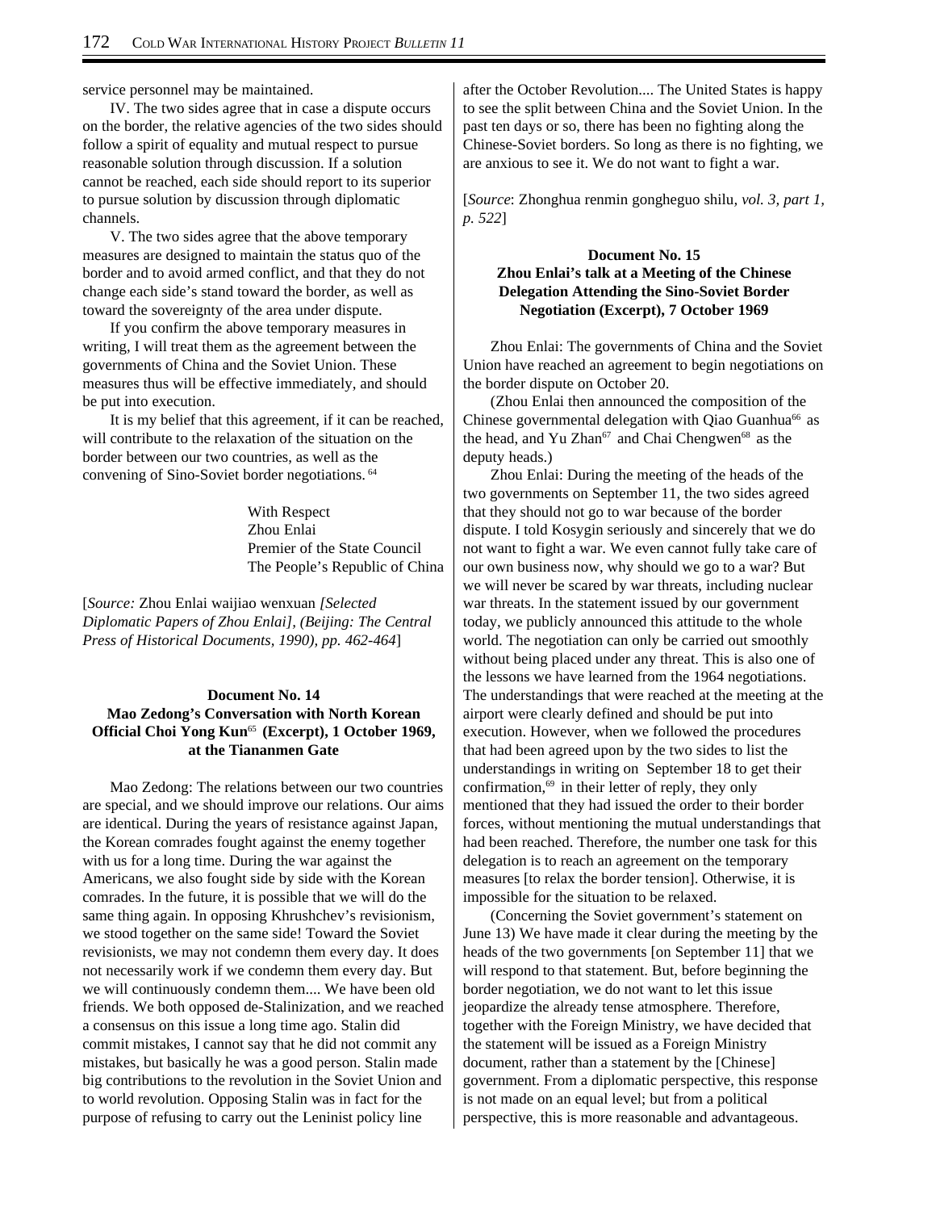service personnel may be maintained.

IV. The two sides agree that in case a dispute occurs on the border, the relative agencies of the two sides should follow a spirit of equality and mutual respect to pursue reasonable solution through discussion. If a solution cannot be reached, each side should report to its superior to pursue solution by discussion through diplomatic channels.

V. The two sides agree that the above temporary measures are designed to maintain the status quo of the border and to avoid armed conflict, and that they do not change each side's stand toward the border, as well as toward the sovereignty of the area under dispute.

If you confirm the above temporary measures in writing, I will treat them as the agreement between the governments of China and the Soviet Union. These measures thus will be effective immediately, and should be put into execution.

It is my belief that this agreement, if it can be reached, will contribute to the relaxation of the situation on the border between our two countries, as well as the convening of Sino-Soviet border negotiations.[64]

With Respect
Zhou Enlai
Premier of the State Council
The People's Republic of China

[*Source:* Zhou Enlai waijiao wenxuan *[Selected Diplomatic Papers of Zhou Enlai], (Beijing: The Central Press of Historical Documents, 1990), pp. 462-464*]

### Document No. 14
### Mao Zedong's Conversation with North Korean Official Choi Yong Kun[65] (Excerpt), 1 October 1969, at the Tiananmen Gate

Mao Zedong: The relations between our two countries are special, and we should improve our relations. Our aims are identical. During the years of resistance against Japan, the Korean comrades fought against the enemy together with us for a long time. During the war against the Americans, we also fought side by side with the Korean comrades. In the future, it is possible that we will do the same thing again. In opposing Khrushchev's revisionism, we stood together on the same side! Toward the Soviet revisionists, we may not condemn them every day. It does not necessarily work if we condemn them every day. But we will continuously condemn them.... We have been old friends. We both opposed de-Stalinization, and we reached a consensus on this issue a long time ago. Stalin did commit mistakes, I cannot say that he did not commit any mistakes, but basically he was a good person. Stalin made big contributions to the revolution in the Soviet Union and to world revolution. Opposing Stalin was in fact for the purpose of refusing to carry out the Leninist policy line after the October Revolution.... The United States is happy to see the split between China and the Soviet Union. In the past ten days or so, there has been no fighting along the Chinese-Soviet borders. So long as there is no fighting, we are anxious to see it. We do not want to fight a war.

[*Source*: Zhonghua renmin gongheguo shilu, *vol. 3, part 1, p. 522*]

### Document No. 15
### Zhou Enlai's talk at a Meeting of the Chinese Delegation Attending the Sino-Soviet Border Negotiation (Excerpt), 7 October 1969

Zhou Enlai: The governments of China and the Soviet Union have reached an agreement to begin negotiations on the border dispute on October 20.

(Zhou Enlai then announced the composition of the Chinese governmental delegation with Qiao Guanhua[66] as the head, and Yu Zhan[67] and Chai Chengwen[68] as the deputy heads.)

Zhou Enlai: During the meeting of the heads of the two governments on September 11, the two sides agreed that they should not go to war because of the border dispute. I told Kosygin seriously and sincerely that we do not want to fight a war. We even cannot fully take care of our own business now, why should we go to a war? But we will never be scared by war threats, including nuclear war threats. In the statement issued by our government today, we publicly announced this attitude to the whole world. The negotiation can only be carried out smoothly without being placed under any threat. This is also one of the lessons we have learned from the 1964 negotiations. The understandings that were reached at the meeting at the airport were clearly defined and should be put into execution. However, when we followed the procedures that had been agreed upon by the two sides to list the understandings in writing on September 18 to get their confirmation,[69] in their letter of reply, they only mentioned that they had issued the order to their border forces, without mentioning the mutual understandings that had been reached. Therefore, the number one task for this delegation is to reach an agreement on the temporary measures [to relax the border tension]. Otherwise, it is impossible for the situation to be relaxed.

(Concerning the Soviet government's statement on June 13) We have made it clear during the meeting by the heads of the two governments [on September 11] that we will respond to that statement. But, before beginning the border negotiation, we do not want to let this issue jeopardize the already tense atmosphere. Therefore, together with the Foreign Ministry, we have decided that the statement will be issued as a Foreign Ministry document, rather than a statement by the [Chinese] government. From a diplomatic perspective, this response is not made on an equal level; but from a political perspective, this is more reasonable and advantageous.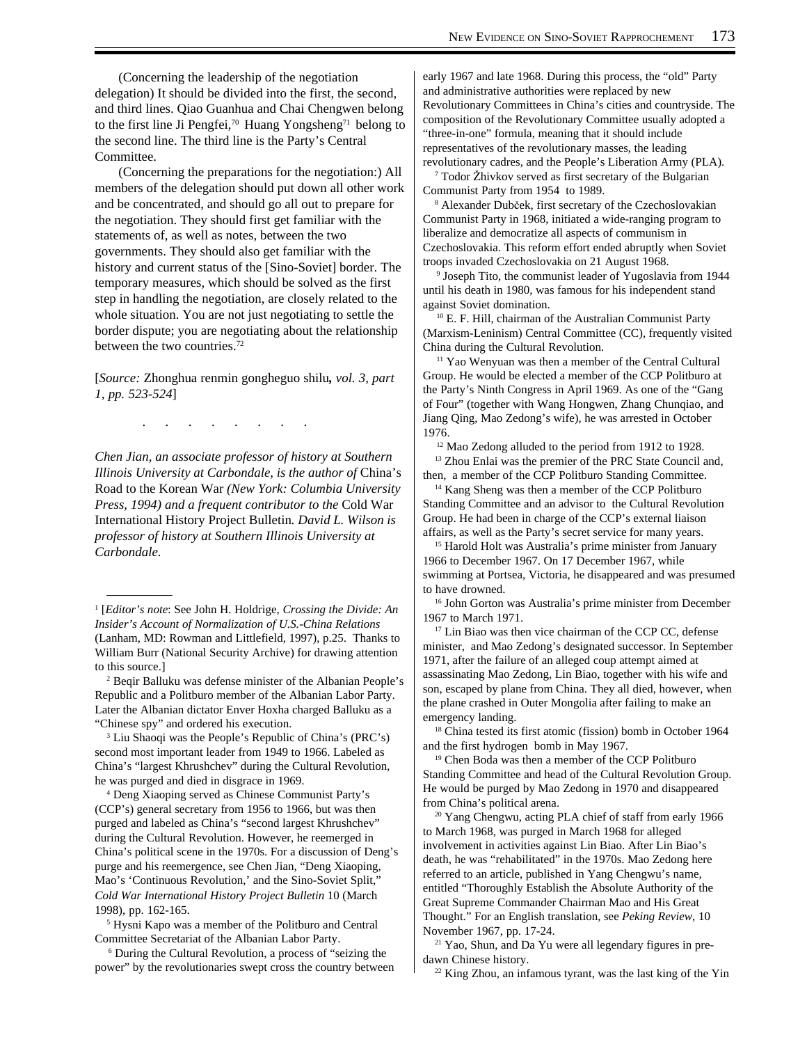(Concerning the leadership of the negotiation delegation) It should be divided into the first, the second, and third lines. Qiao Guanhua and Chai Chengwen belong to the first line Ji Pengfei,[70] Huang Yongsheng[71] belong to the second line. The third line is the Party's Central Committee.

(Concerning the preparations for the negotiation:) All members of the delegation should put down all other work and be concentrated, and should go all out to prepare for the negotiation. They should first get familiar with the statements of, as well as notes, between the two governments. They should also get familiar with the history and current status of the [Sino-Soviet] border. The temporary measures, which should be solved as the first step in handling the negotiation, are closely related to the whole situation. You are not just negotiating to settle the border dispute; you are negotiating about the relationship between the two countries.[72]

[*Source:* Zhonghua renmin gongheguo shilu*, vol. 3, part 1, pp. 523-524*]

. . . . . . . .

*Chen Jian, an associate professor of history at Southern Illinois University at Carbondale, is the author of* China's Road to the Korean War *(New York: Columbia University Press, 1994) and a frequent contributor to the* Cold War International History Project Bulletin*. David L. Wilson is professor of history at Southern Illinois University at Carbondale.*

---

[1] [*Editor's note*: See John H. Holdrige, *Crossing the Divide: An Insider's Account of Normalization of U.S.-China Relations* (Lanham, MD: Rowman and Littlefield, 1997), p.25. Thanks to William Burr (National Security Archive) for drawing attention to this source.]

[2] Beqir Balluku was defense minister of the Albanian People's Republic and a Politburo member of the Albanian Labor Party. Later the Albanian dictator Enver Hoxha charged Balluku as a "Chinese spy" and ordered his execution.

[3] Liu Shaoqi was the People's Republic of China's (PRC's) second most important leader from 1949 to 1966. Labeled as China's "largest Khrushchev" during the Cultural Revolution, he was purged and died in disgrace in 1969.

[4] Deng Xiaoping served as Chinese Communist Party's (CCP's) general secretary from 1956 to 1966, but was then purged and labeled as China's "second largest Khrushchev" during the Cultural Revolution. However, he reemerged in China's political scene in the 1970s. For a discussion of Deng's purge and his reemergence, see Chen Jian, "Deng Xiaoping, Mao's 'Continuous Revolution,' and the Sino-Soviet Split," *Cold War International History Project Bulletin* 10 (March 1998), pp. 162-165.

[5] Hysni Kapo was a member of the Politburo and Central Committee Secretariat of the Albanian Labor Party.

[6] During the Cultural Revolution, a process of "seizing the power" by the revolutionaries swept cross the country between early 1967 and late 1968. During this process, the "old" Party and administrative authorities were replaced by new Revolutionary Committees in China's cities and countryside. The composition of the Revolutionary Committee usually adopted a "three-in-one" formula, meaning that it should include representatives of the revolutionary masses, the leading revolutionary cadres, and the People's Liberation Army (PLA).

[7] Todor Žhivkov served as first secretary of the Bulgarian Communist Party from 1954 to 1989.

[8] Alexander Dubček, first secretary of the Czechoslovakian Communist Party in 1968, initiated a wide-ranging program to liberalize and democratize all aspects of communism in Czechoslovakia. This reform effort ended abruptly when Soviet troops invaded Czechoslovakia on 21 August 1968.

[9] Joseph Tito, the communist leader of Yugoslavia from 1944 until his death in 1980, was famous for his independent stand against Soviet domination.

[10] E. F. Hill, chairman of the Australian Communist Party (Marxism-Leninism) Central Committee (CC), frequently visited China during the Cultural Revolution.

[11] Yao Wenyuan was then a member of the Central Cultural Group. He would be elected a member of the CCP Politburo at the Party's Ninth Congress in April 1969. As one of the "Gang of Four" (together with Wang Hongwen, Zhang Chunqiao, and Jiang Qing, Mao Zedong's wife), he was arrested in October 1976.

[12] Mao Zedong alluded to the period from 1912 to 1928.

[13] Zhou Enlai was the premier of the PRC State Council and, then, a member of the CCP Politburo Standing Committee.

[14] Kang Sheng was then a member of the CCP Politburo Standing Committee and an advisor to the Cultural Revolution Group. He had been in charge of the CCP's external liaison affairs, as well as the Party's secret service for many years.

[15] Harold Holt was Australia's prime minister from January 1966 to December 1967. On 17 December 1967, while swimming at Portsea, Victoria, he disappeared and was presumed to have drowned.

[16] John Gorton was Australia's prime minister from December 1967 to March 1971.

[17] Lin Biao was then vice chairman of the CCP CC, defense minister, and Mao Zedong's designated successor. In September 1971, after the failure of an alleged coup attempt aimed at assassinating Mao Zedong, Lin Biao, together with his wife and son, escaped by plane from China. They all died, however, when the plane crashed in Outer Mongolia after failing to make an emergency landing.

[18] China tested its first atomic (fission) bomb in October 1964 and the first hydrogen bomb in May 1967.

[19] Chen Boda was then a member of the CCP Politburo Standing Committee and head of the Cultural Revolution Group. He would be purged by Mao Zedong in 1970 and disappeared from China's political arena.

[20] Yang Chengwu, acting PLA chief of staff from early 1966 to March 1968, was purged in March 1968 for alleged involvement in activities against Lin Biao. After Lin Biao's death, he was "rehabilitated" in the 1970s. Mao Zedong here referred to an article, published in Yang Chengwu's name, entitled "Thoroughly Establish the Absolute Authority of the Great Supreme Commander Chairman Mao and His Great Thought." For an English translation, see *Peking Review*, 10 November 1967, pp. 17-24.

[21] Yao, Shun, and Da Yu were all legendary figures in pre-dawn Chinese history.

[22] King Zhou, an infamous tyrant, was the last king of the Yin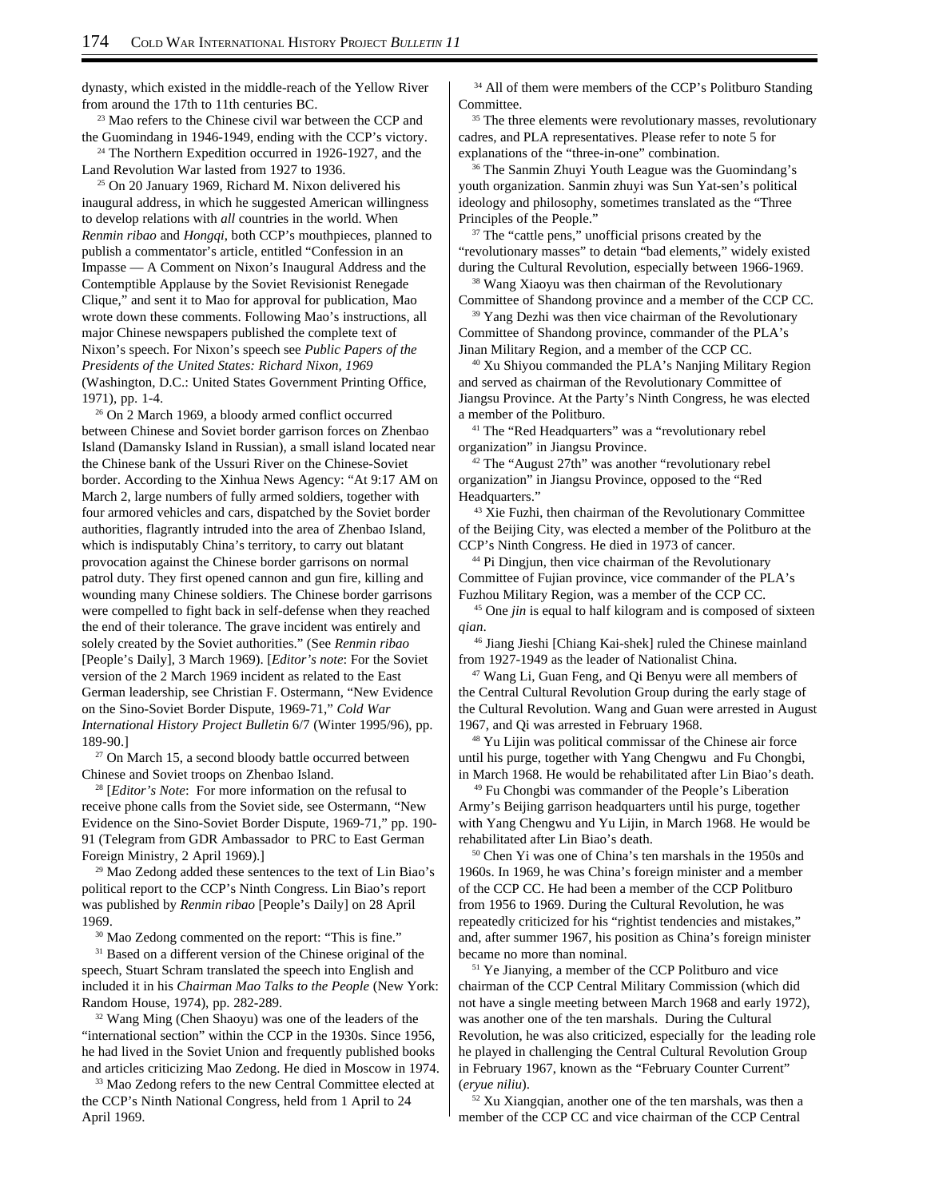dynasty, which existed in the middle-reach of the Yellow River from around the 17th to 11th centuries BC.

[23] Mao refers to the Chinese civil war between the CCP and the Guomindang in 1946-1949, ending with the CCP's victory.

[24] The Northern Expedition occurred in 1926-1927, and the Land Revolution War lasted from 1927 to 1936.

[25] On 20 January 1969, Richard M. Nixon delivered his inaugural address, in which he suggested American willingness to develop relations with *all* countries in the world. When *Renmin ribao* and *Hongqi*, both CCP's mouthpieces, planned to publish a commentator's article, entitled "Confession in an Impasse — A Comment on Nixon's Inaugural Address and the Contemptible Applause by the Soviet Revisionist Renegade Clique," and sent it to Mao for approval for publication, Mao wrote down these comments. Following Mao's instructions, all major Chinese newspapers published the complete text of Nixon's speech. For Nixon's speech see *Public Papers of the Presidents of the United States: Richard Nixon, 1969* (Washington, D.C.: United States Government Printing Office, 1971), pp. 1-4.

[26] On 2 March 1969, a bloody armed conflict occurred between Chinese and Soviet border garrison forces on Zhenbao Island (Damansky Island in Russian), a small island located near the Chinese bank of the Ussuri River on the Chinese-Soviet border. According to the Xinhua News Agency: "At 9:17 AM on March 2, large numbers of fully armed soldiers, together with four armored vehicles and cars, dispatched by the Soviet border authorities, flagrantly intruded into the area of Zhenbao Island, which is indisputably China's territory, to carry out blatant provocation against the Chinese border garrisons on normal patrol duty. They first opened cannon and gun fire, killing and wounding many Chinese soldiers. The Chinese border garrisons were compelled to fight back in self-defense when they reached the end of their tolerance. The grave incident was entirely and solely created by the Soviet authorities." (See *Renmin ribao* [People's Daily], 3 March 1969). [*Editor's note*: For the Soviet version of the 2 March 1969 incident as related to the East German leadership, see Christian F. Ostermann, "New Evidence on the Sino-Soviet Border Dispute, 1969-71," *Cold War International History Project Bulletin* 6/7 (Winter 1995/96), pp. 189-90.]

[27] On March 15, a second bloody battle occurred between Chinese and Soviet troops on Zhenbao Island.

[28] [*Editor's Note*: For more information on the refusal to receive phone calls from the Soviet side, see Ostermann, "New Evidence on the Sino-Soviet Border Dispute, 1969-71," pp. 190-91 (Telegram from GDR Ambassador to PRC to East German Foreign Ministry, 2 April 1969).]

[29] Mao Zedong added these sentences to the text of Lin Biao's political report to the CCP's Ninth Congress. Lin Biao's report was published by *Renmin ribao* [People's Daily] on 28 April 1969.

[30] Mao Zedong commented on the report: "This is fine."

[31] Based on a different version of the Chinese original of the speech, Stuart Schram translated the speech into English and included it in his *Chairman Mao Talks to the People* (New York: Random House, 1974), pp. 282-289.

[32] Wang Ming (Chen Shaoyu) was one of the leaders of the "international section" within the CCP in the 1930s. Since 1956, he had lived in the Soviet Union and frequently published books and articles criticizing Mao Zedong. He died in Moscow in 1974.

[33] Mao Zedong refers to the new Central Committee elected at the CCP's Ninth National Congress, held from 1 April to 24 April 1969.

[34] All of them were members of the CCP's Politburo Standing Committee.

[35] The three elements were revolutionary masses, revolutionary cadres, and PLA representatives. Please refer to note 5 for explanations of the "three-in-one" combination.

[36] The Sanmin Zhuyi Youth League was the Guomindang's youth organization. Sanmin zhuyi was Sun Yat-sen's political ideology and philosophy, sometimes translated as the "Three Principles of the People."

[37] The "cattle pens," unofficial prisons created by the "revolutionary masses" to detain "bad elements," widely existed during the Cultural Revolution, especially between 1966-1969.

[38] Wang Xiaoyu was then chairman of the Revolutionary Committee of Shandong province and a member of the CCP CC.

[39] Yang Dezhi was then vice chairman of the Revolutionary Committee of Shandong province, commander of the PLA's Jinan Military Region, and a member of the CCP CC.

[40] Xu Shiyou commanded the PLA's Nanjing Military Region and served as chairman of the Revolutionary Committee of Jiangsu Province. At the Party's Ninth Congress, he was elected a member of the Politburo.

[41] The "Red Headquarters" was a "revolutionary rebel organization" in Jiangsu Province.

[42] The "August 27th" was another "revolutionary rebel organization" in Jiangsu Province, opposed to the "Red Headquarters."

[43] Xie Fuzhi, then chairman of the Revolutionary Committee of the Beijing City, was elected a member of the Politburo at the CCP's Ninth Congress. He died in 1973 of cancer.

[44] Pi Dingjun, then vice chairman of the Revolutionary Committee of Fujian province, vice commander of the PLA's Fuzhou Military Region, was a member of the CCP CC.

[45] One *jin* is equal to half kilogram and is composed of sixteen *qian*.

[46] Jiang Jieshi [Chiang Kai-shek] ruled the Chinese mainland from 1927-1949 as the leader of Nationalist China.

[47] Wang Li, Guan Feng, and Qi Benyu were all members of the Central Cultural Revolution Group during the early stage of the Cultural Revolution. Wang and Guan were arrested in August 1967, and Qi was arrested in February 1968.

[48] Yu Lijin was political commissar of the Chinese air force until his purge, together with Yang Chengwu and Fu Chongbi, in March 1968. He would be rehabilitated after Lin Biao's death.

[49] Fu Chongbi was commander of the People's Liberation Army's Beijing garrison headquarters until his purge, together with Yang Chengwu and Yu Lijin, in March 1968. He would be rehabilitated after Lin Biao's death.

[50] Chen Yi was one of China's ten marshals in the 1950s and 1960s. In 1969, he was China's foreign minister and a member of the CCP CC. He had been a member of the CCP Politburo from 1956 to 1969. During the Cultural Revolution, he was repeatedly criticized for his "rightist tendencies and mistakes," and, after summer 1967, his position as China's foreign minister became no more than nominal.

[51] Ye Jianying, a member of the CCP Politburo and vice chairman of the CCP Central Military Commission (which did not have a single meeting between March 1968 and early 1972), was another one of the ten marshals. During the Cultural Revolution, he was also criticized, especially for the leading role he played in challenging the Central Cultural Revolution Group in February 1967, known as the "February Counter Current" (*eryue niliu*).

[52] Xu Xiangqian, another one of the ten marshals, was then a member of the CCP CC and vice chairman of the CCP Central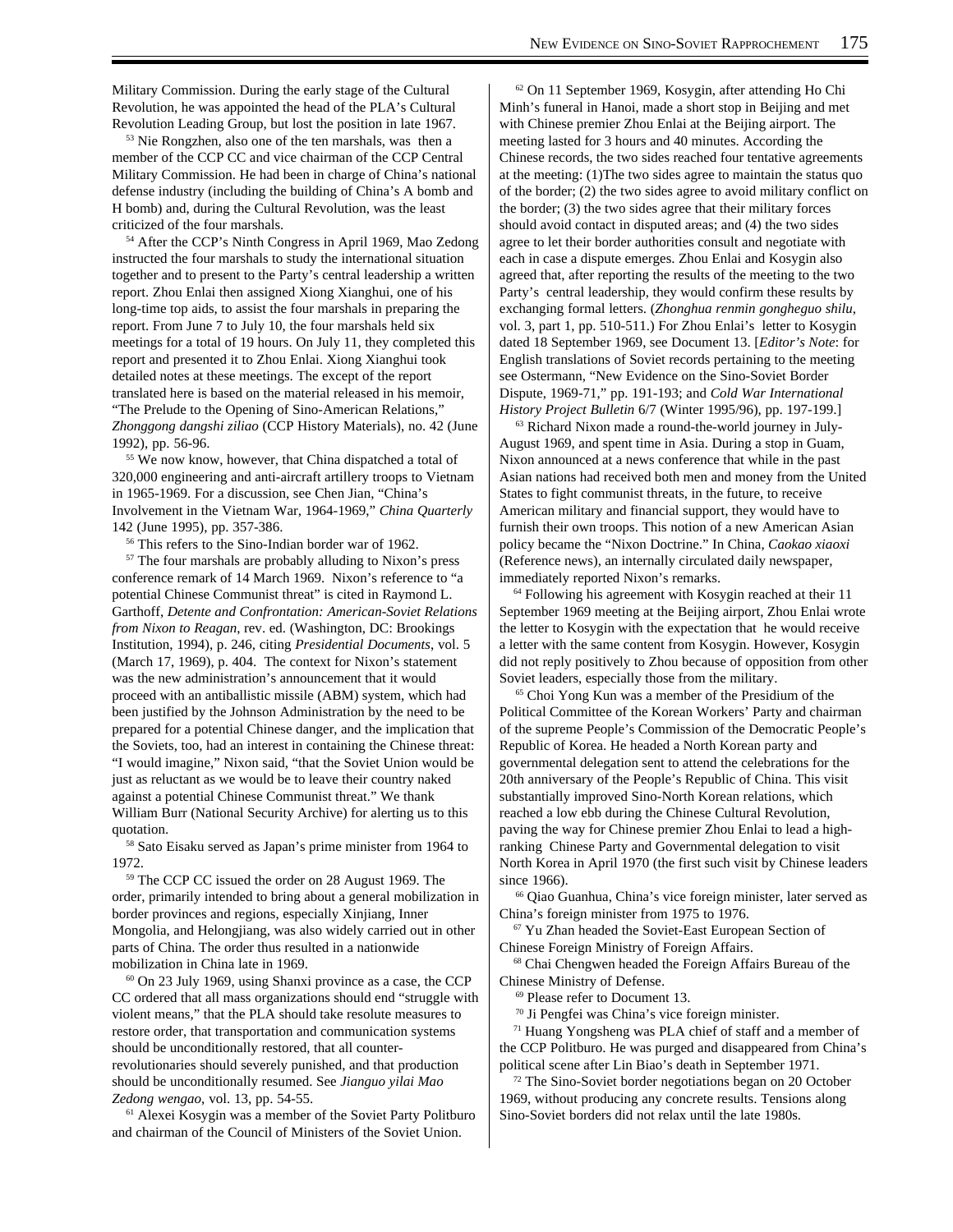Military Commission. During the early stage of the Cultural Revolution, he was appointed the head of the PLA's Cultural Revolution Leading Group, but lost the position in late 1967.

[53] Nie Rongzhen, also one of the ten marshals, was then a member of the CCP CC and vice chairman of the CCP Central Military Commission. He had been in charge of China's national defense industry (including the building of China's A bomb and H bomb) and, during the Cultural Revolution, was the least criticized of the four marshals.

[54] After the CCP's Ninth Congress in April 1969, Mao Zedong instructed the four marshals to study the international situation together and to present to the Party's central leadership a written report. Zhou Enlai then assigned Xiong Xianghui, one of his long-time top aids, to assist the four marshals in preparing the report. From June 7 to July 10, the four marshals held six meetings for a total of 19 hours. On July 11, they completed this report and presented it to Zhou Enlai. Xiong Xianghui took detailed notes at these meetings. The except of the report translated here is based on the material released in his memoir, "The Prelude to the Opening of Sino-American Relations," *Zhonggong dangshi ziliao* (CCP History Materials), no. 42 (June 1992), pp. 56-96.

[55] We now know, however, that China dispatched a total of 320,000 engineering and anti-aircraft artillery troops to Vietnam in 1965-1969. For a discussion, see Chen Jian, "China's Involvement in the Vietnam War, 1964-1969," *China Quarterly* 142 (June 1995), pp. 357-386.

[56] This refers to the Sino-Indian border war of 1962.

[57] The four marshals are probably alluding to Nixon's press conference remark of 14 March 1969. Nixon's reference to "a potential Chinese Communist threat" is cited in Raymond L. Garthoff, *Detente and Confrontation: American-Soviet Relations from Nixon to Reagan*, rev. ed. (Washington, DC: Brookings Institution, 1994), p. 246, citing *Presidential Documents*, vol. 5 (March 17, 1969), p. 404. The context for Nixon's statement was the new administration's announcement that it would proceed with an antiballistic missile (ABM) system, which had been justified by the Johnson Administration by the need to be prepared for a potential Chinese danger, and the implication that the Soviets, too, had an interest in containing the Chinese threat: "I would imagine," Nixon said, "that the Soviet Union would be just as reluctant as we would be to leave their country naked against a potential Chinese Communist threat." We thank William Burr (National Security Archive) for alerting us to this quotation.

[58] Sato Eisaku served as Japan's prime minister from 1964 to 1972.

[59] The CCP CC issued the order on 28 August 1969. The order, primarily intended to bring about a general mobilization in border provinces and regions, especially Xinjiang, Inner Mongolia, and Helongjiang, was also widely carried out in other parts of China. The order thus resulted in a nationwide mobilization in China late in 1969.

[60] On 23 July 1969, using Shanxi province as a case, the CCP CC ordered that all mass organizations should end "struggle with violent means," that the PLA should take resolute measures to restore order, that transportation and communication systems should be unconditionally restored, that all counter-revolutionaries should severely punished, and that production should be unconditionally resumed. See *Jianguo yilai Mao Zedong wengao*, vol. 13, pp. 54-55.

[61] Alexei Kosygin was a member of the Soviet Party Politburo and chairman of the Council of Ministers of the Soviet Union.

[62] On 11 September 1969, Kosygin, after attending Ho Chi Minh's funeral in Hanoi, made a short stop in Beijing and met with Chinese premier Zhou Enlai at the Beijing airport. The meeting lasted for 3 hours and 40 minutes. According the Chinese records, the two sides reached four tentative agreements at the meeting: (1)The two sides agree to maintain the status quo of the border; (2) the two sides agree to avoid military conflict on the border; (3) the two sides agree that their military forces should avoid contact in disputed areas; and (4) the two sides agree to let their border authorities consult and negotiate with each in case a dispute emerges. Zhou Enlai and Kosygin also agreed that, after reporting the results of the meeting to the two Party's central leadership, they would confirm these results by exchanging formal letters. (*Zhonghua renmin gongheguo shilu*, vol. 3, part 1, pp. 510-511.) For Zhou Enlai's letter to Kosygin dated 18 September 1969, see Document 13. [*Editor's Note*: for English translations of Soviet records pertaining to the meeting see Ostermann, "New Evidence on the Sino-Soviet Border Dispute, 1969-71," pp. 191-193; and *Cold War International History Project Bulletin* 6/7 (Winter 1995/96), pp. 197-199.]

[63] Richard Nixon made a round-the-world journey in July-August 1969, and spent time in Asia. During a stop in Guam, Nixon announced at a news conference that while in the past Asian nations had received both men and money from the United States to fight communist threats, in the future, to receive American military and financial support, they would have to furnish their own troops. This notion of a new American Asian policy became the "Nixon Doctrine." In China, *Caokao xiaoxi* (Reference news), an internally circulated daily newspaper, immediately reported Nixon's remarks.

[64] Following his agreement with Kosygin reached at their 11 September 1969 meeting at the Beijing airport, Zhou Enlai wrote the letter to Kosygin with the expectation that he would receive a letter with the same content from Kosygin. However, Kosygin did not reply positively to Zhou because of opposition from other Soviet leaders, especially those from the military.

[65] Choi Yong Kun was a member of the Presidium of the Political Committee of the Korean Workers' Party and chairman of the supreme People's Commission of the Democratic People's Republic of Korea. He headed a North Korean party and governmental delegation sent to attend the celebrations for the 20th anniversary of the People's Republic of China. This visit substantially improved Sino-North Korean relations, which reached a low ebb during the Chinese Cultural Revolution, paving the way for Chinese premier Zhou Enlai to lead a high-ranking Chinese Party and Governmental delegation to visit North Korea in April 1970 (the first such visit by Chinese leaders since 1966).

[66] Qiao Guanhua, China's vice foreign minister, later served as China's foreign minister from 1975 to 1976.

[67] Yu Zhan headed the Soviet-East European Section of Chinese Foreign Ministry of Foreign Affairs.

[68] Chai Chengwen headed the Foreign Affairs Bureau of the Chinese Ministry of Defense.

[69] Please refer to Document 13.

[70] Ji Pengfei was China's vice foreign minister.

[71] Huang Yongsheng was PLA chief of staff and a member of the CCP Politburo. He was purged and disappeared from China's political scene after Lin Biao's death in September 1971.

[72] The Sino-Soviet border negotiations began on 20 October 1969, without producing any concrete results. Tensions along Sino-Soviet borders did not relax until the late 1980s.